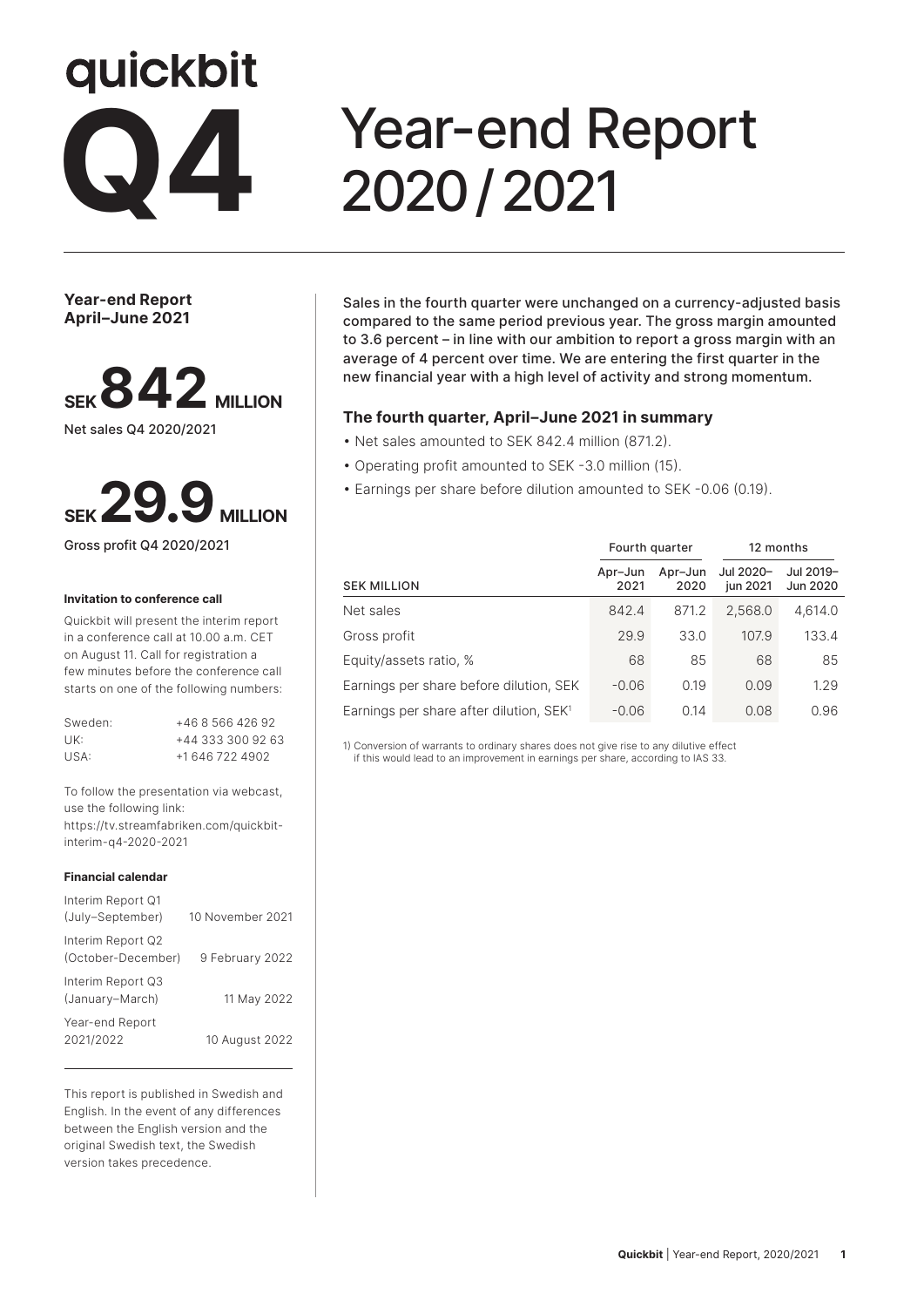# quickbit

# Q4 Year-end Report 2020/2021

**Year-end Report April–June 2021**

**SEK 842 MILLION**

Net sales Q4 2020/2021

**SEK 29.9 MILLION**

Gross profit Q4 2020/2021

**Invitation to conference call**

Quickbit will present the interim report in a conference call at 10.00 a.m. CET on August 11. Call for registration a few minutes before the conference call starts on one of the following numbers:

| | |
|---|---|
| Sweden: | +46 8 566 426 92 |
| UK: | +44 333 300 92 63 |
| USA: | +1 646 722 4902 |

To follow the presentation via webcast, use the following link: https://tv.streamfabriken.com/quickbit-interim-q4-2020-2021

**Financial calendar**

| | |
|---|---|
| Interim Report Q1 (July–September) | 10 November 2021 |
| Interim Report Q2 (October-December) | 9 February 2022 |
| Interim Report Q3 (January–March) | 11 May 2022 |
| Year-end Report 2021/2022 | 10 August 2022 |

This report is published in Swedish and English. In the event of any differences between the English version and the original Swedish text, the Swedish version takes precedence.

Sales in the fourth quarter were unchanged on a currency-adjusted basis compared to the same period previous year. The gross margin amounted to 3.6 percent – in line with our ambition to report a gross margin with an average of 4 percent over time. We are entering the first quarter in the new financial year with a high level of activity and strong momentum.

### The fourth quarter, April–June 2021 in summary

- Net sales amounted to SEK 842.4 million (871.2).
- Operating profit amounted to SEK -3.0 million (15).
- Earnings per share before dilution amounted to SEK -0.06 (0.19).

| | Fourth quarter | | 12 months | |
|---|---|---|---|---|
| SEK MILLION | Apr–Jun 2021 | Apr–Jun 2020 | Jul 2020–jun 2021 | Jul 2019–Jun 2020 |
| Net sales | 842.4 | 871.2 | 2,568.0 | 4,614.0 |
| Gross profit | 29.9 | 33.0 | 107.9 | 133.4 |
| Equity/assets ratio, % | 68 | 85 | 68 | 85 |
| Earnings per share before dilution, SEK | -0.06 | 0.19 | 0.09 | 1.29 |
| Earnings per share after dilution, SEK[1] | -0.06 | 0.14 | 0.08 | 0.96 |

1) Conversion of warrants to ordinary shares does not give rise to any dilutive effect if this would lead to an improvement in earnings per share, according to IAS 33.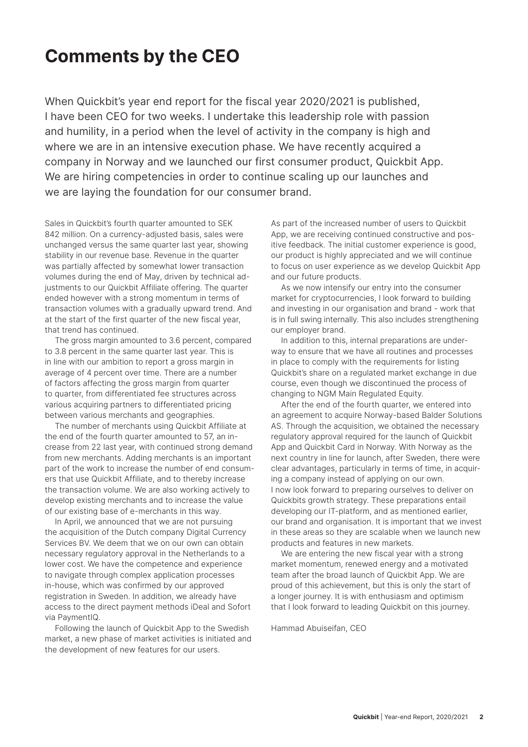# Comments by the CEO

When Quickbit's year end report for the fiscal year 2020/2021 is published, I have been CEO for two weeks. I undertake this leadership role with passion and humility, in a period when the level of activity in the company is high and where we are in an intensive execution phase. We have recently acquired a company in Norway and we launched our first consumer product, Quickbit App. We are hiring competencies in order to continue scaling up our launches and we are laying the foundation for our consumer brand.

Sales in Quickbit's fourth quarter amounted to SEK 842 million. On a currency-adjusted basis, sales were unchanged versus the same quarter last year, showing stability in our revenue base. Revenue in the quarter was partially affected by somewhat lower transaction volumes during the end of May, driven by technical adjustments to our Quickbit Affiliate offering. The quarter ended however with a strong momentum in terms of transaction volumes with a gradually upward trend. And at the start of the first quarter of the new fiscal year, that trend has continued.

The gross margin amounted to 3.6 percent, compared to 3.8 percent in the same quarter last year. This is in line with our ambition to report a gross margin in average of 4 percent over time. There are a number of factors affecting the gross margin from quarter to quarter, from differentiated fee structures across various acquiring partners to differentiated pricing between various merchants and geographies.

The number of merchants using Quickbit Affiliate at the end of the fourth quarter amounted to 57, an increase from 22 last year, with continued strong demand from new merchants. Adding merchants is an important part of the work to increase the number of end consumers that use Quickbit Affiliate, and to thereby increase the transaction volume. We are also working actively to develop existing merchants and to increase the value of our existing base of e-merchants in this way.

In April, we announced that we are not pursuing the acquisition of the Dutch company Digital Currency Services BV. We deem that we on our own can obtain necessary regulatory approval in the Netherlands to a lower cost. We have the competence and experience to navigate through complex application processes in-house, which was confirmed by our approved registration in Sweden. In addition, we already have access to the direct payment methods iDeal and Sofort via PaymentIQ.

Following the launch of Quickbit App to the Swedish market, a new phase of market activities is initiated and the development of new features for our users.

As part of the increased number of users to Quickbit App, we are receiving continued constructive and positive feedback. The initial customer experience is good, our product is highly appreciated and we will continue to focus on user experience as we develop Quickbit App and our future products.

As we now intensify our entry into the consumer market for cryptocurrencies, I look forward to building and investing in our organisation and brand - work that is in full swing internally. This also includes strengthening our employer brand.

In addition to this, internal preparations are underway to ensure that we have all routines and processes in place to comply with the requirements for listing Quickbit's share on a regulated market exchange in due course, even though we discontinued the process of changing to NGM Main Regulated Equity.

After the end of the fourth quarter, we entered into an agreement to acquire Norway-based Balder Solutions AS. Through the acquisition, we obtained the necessary regulatory approval required for the launch of Quickbit App and Quickbit Card in Norway. With Norway as the next country in line for launch, after Sweden, there were clear advantages, particularly in terms of time, in acquiring a company instead of applying on our own.

I now look forward to preparing ourselves to deliver on Quickbits growth strategy. These preparations entail developing our IT-platform, and as mentioned earlier, our brand and organisation. It is important that we invest in these areas so they are scalable when we launch new products and features in new markets.

We are entering the new fiscal year with a strong market momentum, renewed energy and a motivated team after the broad launch of Quickbit App. We are proud of this achievement, but this is only the start of a longer journey. It is with enthusiasm and optimism that I look forward to leading Quickbit on this journey.

Hammad Abuiseifan, CEO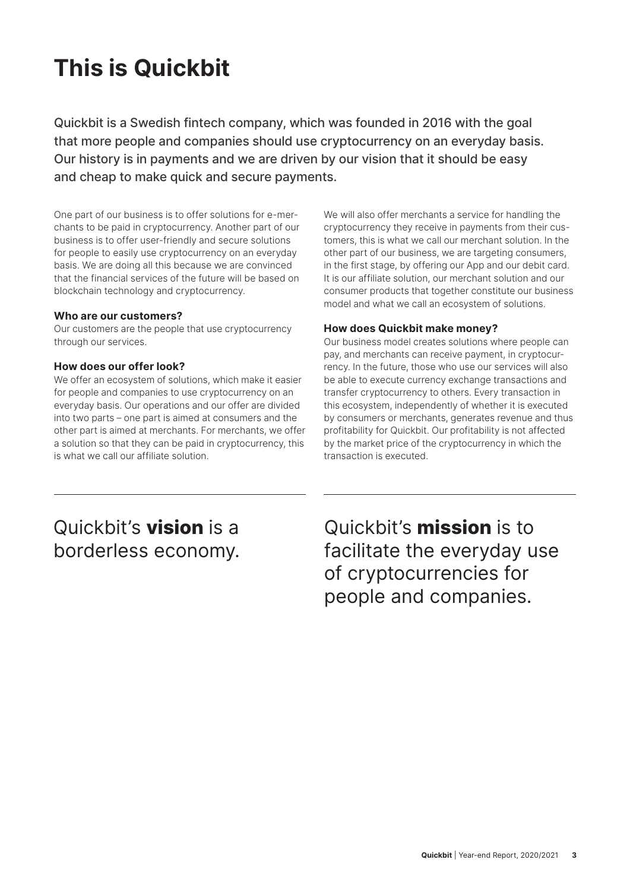# This is Quickbit

Quickbit is a Swedish fintech company, which was founded in 2016 with the goal that more people and companies should use cryptocurrency on an everyday basis. Our history is in payments and we are driven by our vision that it should be easy and cheap to make quick and secure payments.

One part of our business is to offer solutions for e-merchants to be paid in cryptocurrency. Another part of our business is to offer user-friendly and secure solutions for people to easily use cryptocurrency on an everyday basis. We are doing all this because we are convinced that the financial services of the future will be based on blockchain technology and cryptocurrency.

**Who are our customers?**
Our customers are the people that use cryptocurrency through our services.

**How does our offer look?**
We offer an ecosystem of solutions, which make it easier for people and companies to use cryptocurrency on an everyday basis. Our operations and our offer are divided into two parts – one part is aimed at consumers and the other part is aimed at merchants. For merchants, we offer a solution so that they can be paid in cryptocurrency, this is what we call our affiliate solution.

We will also offer merchants a service for handling the cryptocurrency they receive in payments from their customers, this is what we call our merchant solution. In the other part of our business, we are targeting consumers, in the first stage, by offering our App and our debit card. It is our affiliate solution, our merchant solution and our consumer products that together constitute our business model and what we call an ecosystem of solutions.

**How does Quickbit make money?**
Our business model creates solutions where people can pay, and merchants can receive payment, in cryptocurrency. In the future, those who use our services will also be able to execute currency exchange transactions and transfer cryptocurrency to others. Every transaction in this ecosystem, independently of whether it is executed by consumers or merchants, generates revenue and thus profitability for Quickbit. Our profitability is not affected by the market price of the cryptocurrency in which the transaction is executed.

---

Quickbit's **vision** is a borderless economy.

Quickbit's **mission** is to facilitate the everyday use of cryptocurrencies for people and companies.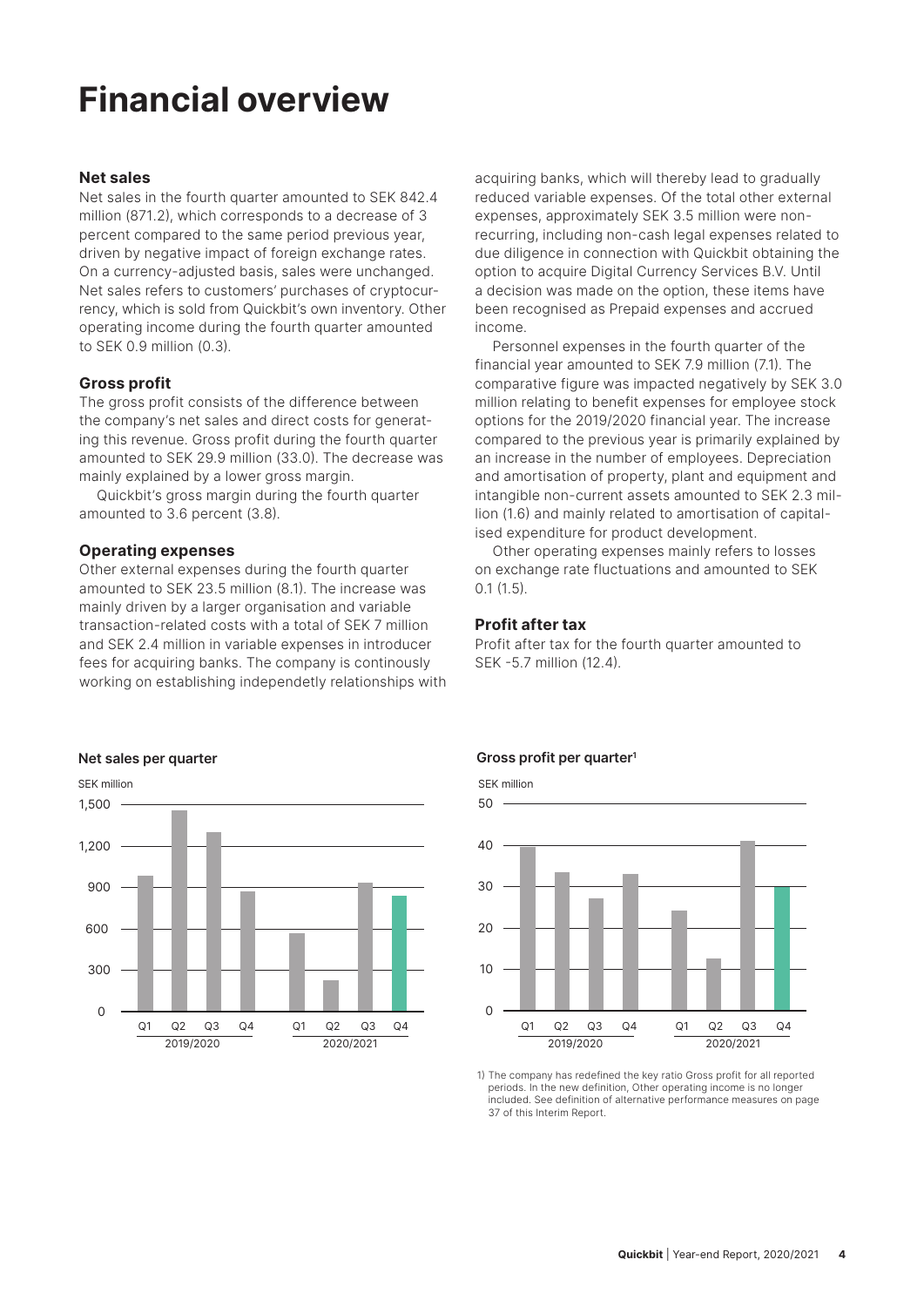# Financial overview

### Net sales

Net sales in the fourth quarter amounted to SEK 842.4 million (871.2), which corresponds to a decrease of 3 percent compared to the same period previous year, driven by negative impact of foreign exchange rates. On a currency-adjusted basis, sales were unchanged. Net sales refers to customers' purchases of cryptocurrency, which is sold from Quickbit's own inventory. Other operating income during the fourth quarter amounted to SEK 0.9 million (0.3).

### Gross profit

The gross profit consists of the difference between the company's net sales and direct costs for generating this revenue. Gross profit during the fourth quarter amounted to SEK 29.9 million (33.0). The decrease was mainly explained by a lower gross margin.

Quickbit's gross margin during the fourth quarter amounted to 3.6 percent (3.8).

### Operating expenses

Other external expenses during the fourth quarter amounted to SEK 23.5 million (8.1). The increase was mainly driven by a larger organisation and variable transaction-related costs with a total of SEK 7 million and SEK 2.4 million in variable expenses in introducer fees for acquiring banks. The company is continously working on establishing independetly relationships with acquiring banks, which will thereby lead to gradually reduced variable expenses. Of the total other external expenses, approximately SEK 3.5 million were non-recurring, including non-cash legal expenses related to due diligence in connection with Quickbit obtaining the option to acquire Digital Currency Services B.V. Until a decision was made on the option, these items have been recognised as Prepaid expenses and accrued income.

Personnel expenses in the fourth quarter of the financial year amounted to SEK 7.9 million (7.1). The comparative figure was impacted negatively by SEK 3.0 million relating to benefit expenses for employee stock options for the 2019/2020 financial year. The increase compared to the previous year is primarily explained by an increase in the number of employees. Depreciation and amortisation of property, plant and equipment and intangible non-current assets amounted to SEK 2.3 million (1.6) and mainly related to amortisation of capitalised expenditure for product development.

Other operating expenses mainly refers to losses on exchange rate fluctuations and amounted to SEK 0.1 (1.5).

### Profit after tax

Profit after tax for the fourth quarter amounted to SEK -5.7 million (12.4).

**Net sales per quarter**

**Gross profit per quarter**[1]

1) The company has redefined the key ratio Gross profit for all reported periods. In the new definition, Other operating income is no longer included. See definition of alternative performance measures on page 37 of this Interim Report.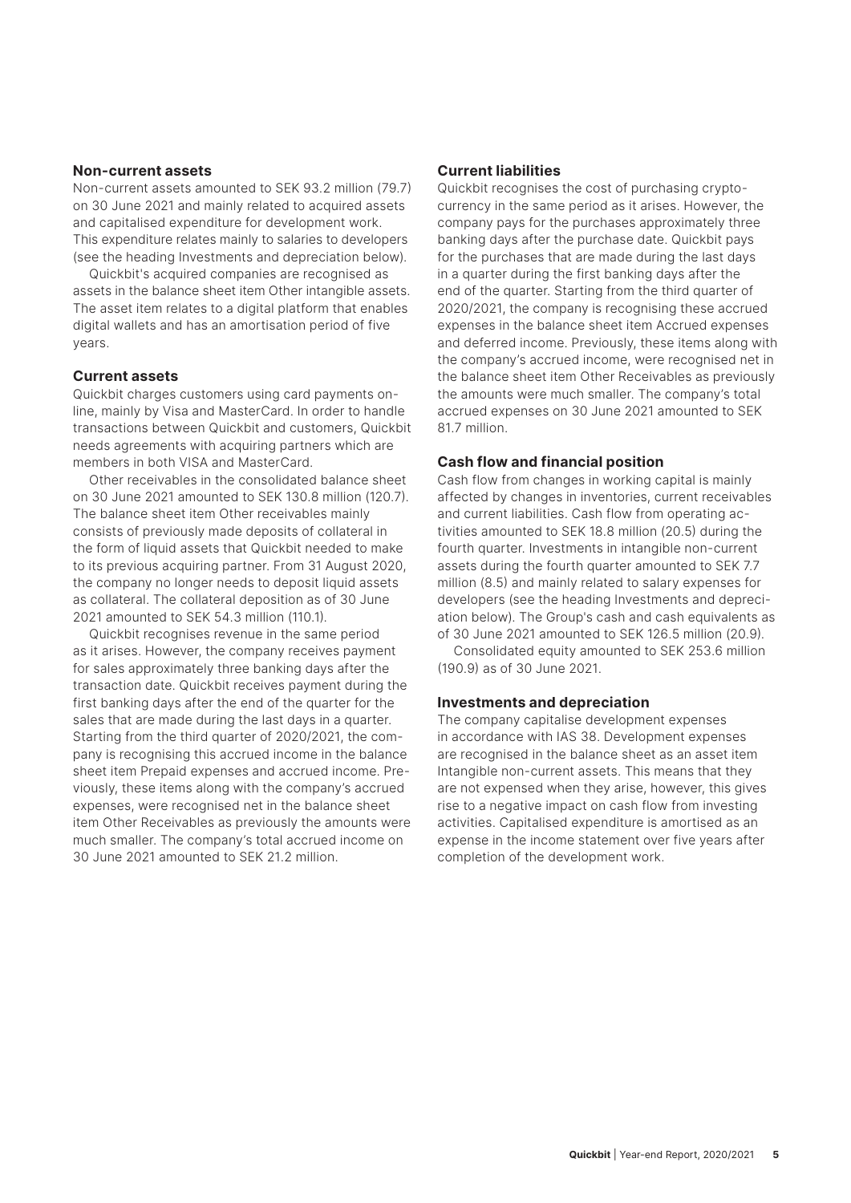### Non-current assets

Non-current assets amounted to SEK 93.2 million (79.7) on 30 June 2021 and mainly related to acquired assets and capitalised expenditure for development work. This expenditure relates mainly to salaries to developers (see the heading Investments and depreciation below).

Quickbit's acquired companies are recognised as assets in the balance sheet item Other intangible assets. The asset item relates to a digital platform that enables digital wallets and has an amortisation period of five years.

### Current assets

Quickbit charges customers using card payments online, mainly by Visa and MasterCard. In order to handle transactions between Quickbit and customers, Quickbit needs agreements with acquiring partners which are members in both VISA and MasterCard.

Other receivables in the consolidated balance sheet on 30 June 2021 amounted to SEK 130.8 million (120.7). The balance sheet item Other receivables mainly consists of previously made deposits of collateral in the form of liquid assets that Quickbit needed to make to its previous acquiring partner. From 31 August 2020, the company no longer needs to deposit liquid assets as collateral. The collateral deposition as of 30 June 2021 amounted to SEK 54.3 million (110.1).

Quickbit recognises revenue in the same period as it arises. However, the company receives payment for sales approximately three banking days after the transaction date. Quickbit receives payment during the first banking days after the end of the quarter for the sales that are made during the last days in a quarter. Starting from the third quarter of 2020/2021, the company is recognising this accrued income in the balance sheet item Prepaid expenses and accrued income. Previously, these items along with the company's accrued expenses, were recognised net in the balance sheet item Other Receivables as previously the amounts were much smaller. The company's total accrued income on 30 June 2021 amounted to SEK 21.2 million.

### Current liabilities

Quickbit recognises the cost of purchasing cryptocurrency in the same period as it arises. However, the company pays for the purchases approximately three banking days after the purchase date. Quickbit pays for the purchases that are made during the last days in a quarter during the first banking days after the end of the quarter. Starting from the third quarter of 2020/2021, the company is recognising these accrued expenses in the balance sheet item Accrued expenses and deferred income. Previously, these items along with the company's accrued income, were recognised net in the balance sheet item Other Receivables as previously the amounts were much smaller. The company's total accrued expenses on 30 June 2021 amounted to SEK 81.7 million.

### Cash flow and financial position

Cash flow from changes in working capital is mainly affected by changes in inventories, current receivables and current liabilities. Cash flow from operating activities amounted to SEK 18.8 million (20.5) during the fourth quarter. Investments in intangible non-current assets during the fourth quarter amounted to SEK 7.7 million (8.5) and mainly related to salary expenses for developers (see the heading Investments and depreciation below). The Group's cash and cash equivalents as of 30 June 2021 amounted to SEK 126.5 million (20.9).

Consolidated equity amounted to SEK 253.6 million (190.9) as of 30 June 2021.

### Investments and depreciation

The company capitalise development expenses in accordance with IAS 38. Development expenses are recognised in the balance sheet as an asset item Intangible non-current assets. This means that they are not expensed when they arise, however, this gives rise to a negative impact on cash flow from investing activities. Capitalised expenditure is amortised as an expense in the income statement over five years after completion of the development work.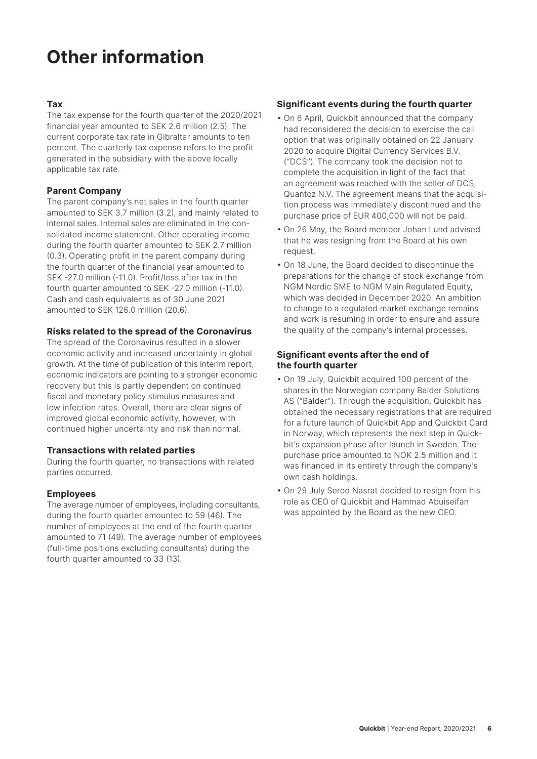# Other information

### Tax

The tax expense for the fourth quarter of the 2020/2021 financial year amounted to SEK 2.6 million (2.5). The current corporate tax rate in Gibraltar amounts to ten percent. The quarterly tax expense refers to the profit generated in the subsidiary with the above locally applicable tax rate.

### Parent Company

The parent company's net sales in the fourth quarter amounted to SEK 3.7 million (3.2), and mainly related to internal sales. Internal sales are eliminated in the consolidated income statement. Other operating income during the fourth quarter amounted to SEK 2.7 million (0.3). Operating profit in the parent company during the fourth quarter of the financial year amounted to SEK -27.0 million (-11.0). Profit/loss after tax in the fourth quarter amounted to SEK -27.0 million (-11.0). Cash and cash equivalents as of 30 June 2021 amounted to SEK 126.0 million (20.6).

### Risks related to the spread of the Coronavirus

The spread of the Coronavirus resulted in a slower economic activity and increased uncertainty in global growth. At the time of publication of this interim report, economic indicators are pointing to a stronger economic recovery but this is partly dependent on continued fiscal and monetary policy stimulus measures and low infection rates. Overall, there are clear signs of improved global economic activity, however, with continued higher uncertainty and risk than normal.

### Transactions with related parties

During the fourth quarter, no transactions with related parties occurred.

### Employees

The average number of employees, including consultants, during the fourth quarter amounted to 59 (46). The number of employees at the end of the fourth quarter amounted to 71 (49). The average number of employees (full-time positions excluding consultants) during the fourth quarter amounted to 33 (13).

### Significant events during the fourth quarter

- On 6 April, Quickbit announced that the company had reconsidered the decision to exercise the call option that was originally obtained on 22 January 2020 to acquire Digital Currency Services B.V. ("DCS"). The company took the decision not to complete the acquisition in light of the fact that an agreement was reached with the seller of DCS, Quantoz N.V. The agreement means that the acquisition process was immediately discontinued and the purchase price of EUR 400,000 will not be paid.
- On 26 May, the Board member Johan Lund advised that he was resigning from the Board at his own request.
- On 18 June, the Board decided to discontinue the preparations for the change of stock exchange from NGM Nordic SME to NGM Main Regulated Equity, which was decided in December 2020. An ambition to change to a regulated market exchange remains and work is resuming in order to ensure and assure the quality of the company's internal processes.

### Significant events after the end of the fourth quarter

- On 19 July, Quickbit acquired 100 percent of the shares in the Norwegian company Balder Solutions AS ("Balder"). Through the acquisition, Quickbit has obtained the necessary registrations that are required for a future launch of Quickbit App and Quickbit Card in Norway, which represents the next step in Quickbit's expansion phase after launch in Sweden. The purchase price amounted to NOK 2.5 million and it was financed in its entirety through the company's own cash holdings.
- On 29 July Serod Nasrat decided to resign from his role as CEO of Quickbit and Hammad Abuiseifan was appointed by the Board as the new CEO.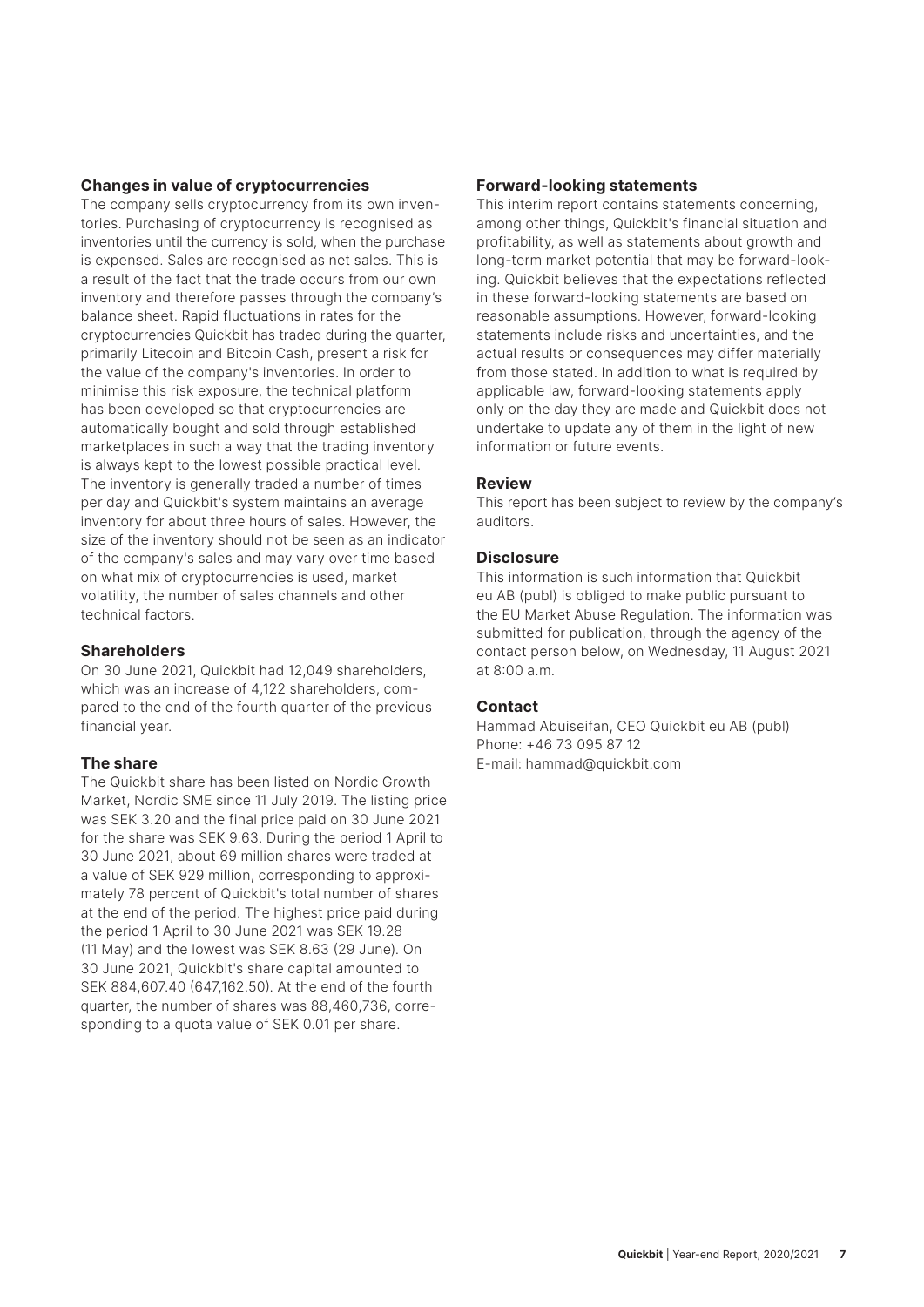### Changes in value of cryptocurrencies

The company sells cryptocurrency from its own inventories. Purchasing of cryptocurrency is recognised as inventories until the currency is sold, when the purchase is expensed. Sales are recognised as net sales. This is a result of the fact that the trade occurs from our own inventory and therefore passes through the company's balance sheet. Rapid fluctuations in rates for the cryptocurrencies Quickbit has traded during the quarter, primarily Litecoin and Bitcoin Cash, present a risk for the value of the company's inventories. In order to minimise this risk exposure, the technical platform has been developed so that cryptocurrencies are automatically bought and sold through established marketplaces in such a way that the trading inventory is always kept to the lowest possible practical level. The inventory is generally traded a number of times per day and Quickbit's system maintains an average inventory for about three hours of sales. However, the size of the inventory should not be seen as an indicator of the company's sales and may vary over time based on what mix of cryptocurrencies is used, market volatility, the number of sales channels and other technical factors.

### Shareholders

On 30 June 2021, Quickbit had 12,049 shareholders, which was an increase of 4,122 shareholders, compared to the end of the fourth quarter of the previous financial year.

### The share

The Quickbit share has been listed on Nordic Growth Market, Nordic SME since 11 July 2019. The listing price was SEK 3.20 and the final price paid on 30 June 2021 for the share was SEK 9.63. During the period 1 April to 30 June 2021, about 69 million shares were traded at a value of SEK 929 million, corresponding to approximately 78 percent of Quickbit's total number of shares at the end of the period. The highest price paid during the period 1 April to 30 June 2021 was SEK 19.28 (11 May) and the lowest was SEK 8.63 (29 June). On 30 June 2021, Quickbit's share capital amounted to SEK 884,607.40 (647,162.50). At the end of the fourth quarter, the number of shares was 88,460,736, corresponding to a quota value of SEK 0.01 per share.

### Forward-looking statements

This interim report contains statements concerning, among other things, Quickbit's financial situation and profitability, as well as statements about growth and long-term market potential that may be forward-looking. Quickbit believes that the expectations reflected in these forward-looking statements are based on reasonable assumptions. However, forward-looking statements include risks and uncertainties, and the actual results or consequences may differ materially from those stated. In addition to what is required by applicable law, forward-looking statements apply only on the day they are made and Quickbit does not undertake to update any of them in the light of new information or future events.

### Review

This report has been subject to review by the company's auditors.

### Disclosure

This information is such information that Quickbit eu AB (publ) is obliged to make public pursuant to the EU Market Abuse Regulation. The information was submitted for publication, through the agency of the contact person below, on Wednesday, 11 August 2021 at 8:00 a.m.

### Contact

Hammad Abuiseifan, CEO Quickbit eu AB (publ)
Phone: +46 73 095 87 12
E-mail: hammad@quickbit.com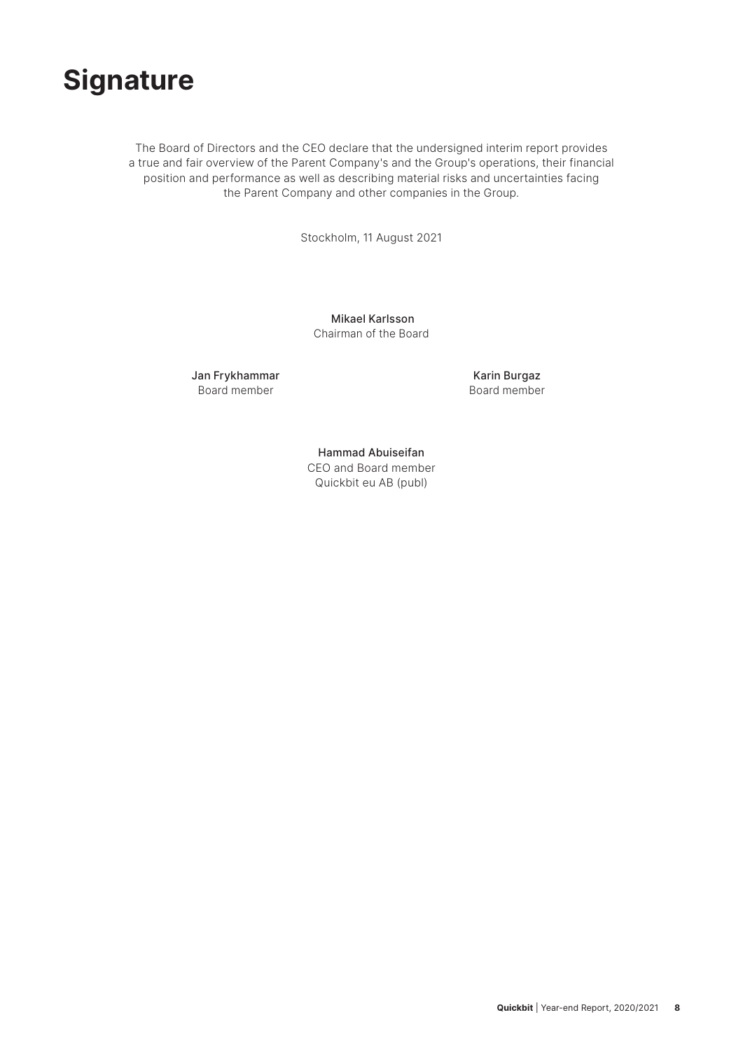# Signature

The Board of Directors and the CEO declare that the undersigned interim report provides a true and fair overview of the Parent Company's and the Group's operations, their financial position and performance as well as describing material risks and uncertainties facing the Parent Company and other companies in the Group.

Stockholm, 11 August 2021

Mikael Karlsson
Chairman of the Board

Jan Frykhammar
Board member

Karin Burgaz
Board member

Hammad Abuiseifan
CEO and Board member
Quickbit eu AB (publ)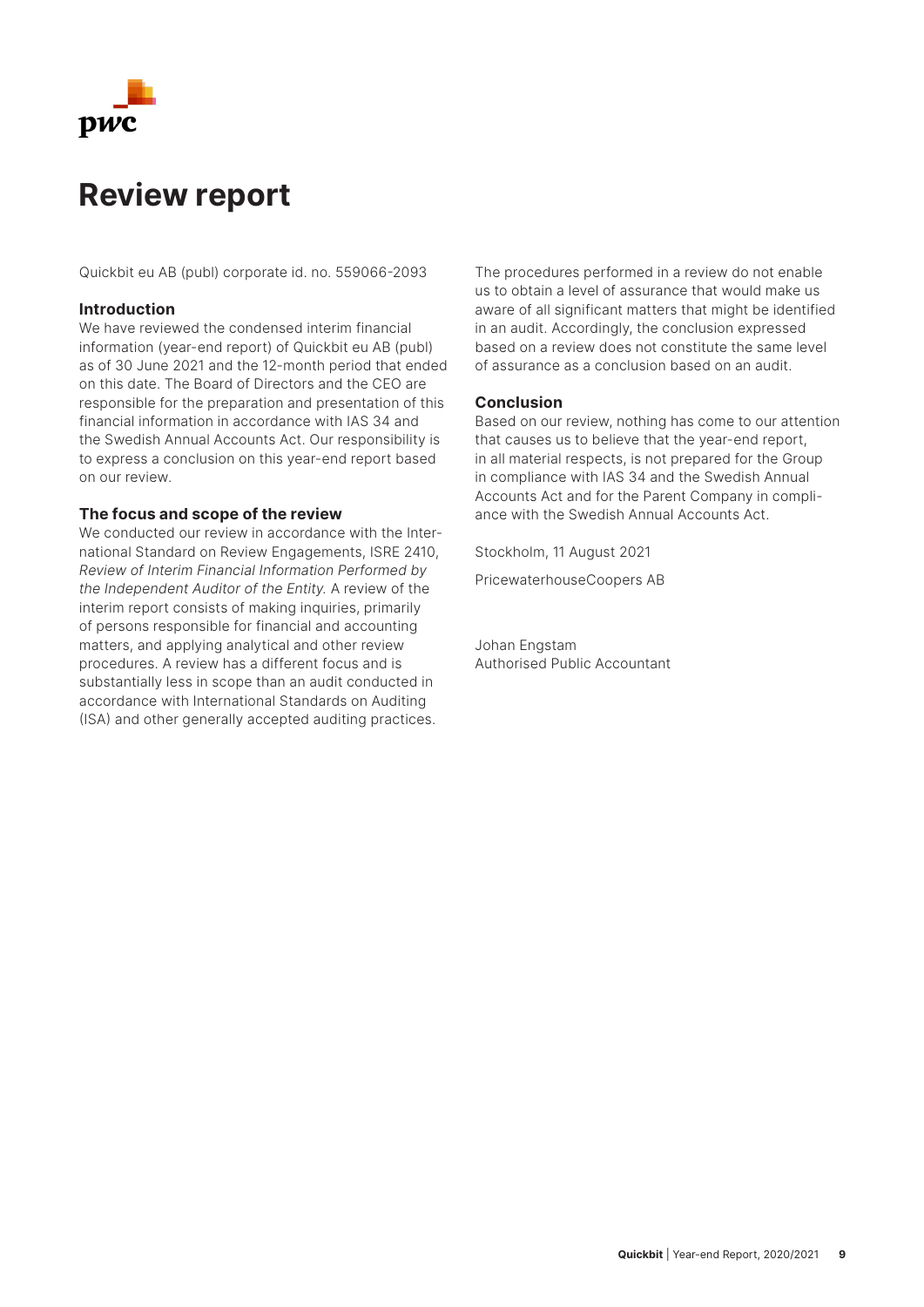# Review report

Quickbit eu AB (publ) corporate id. no. 559066-2093

**Introduction**

We have reviewed the condensed interim financial information (year-end report) of Quickbit eu AB (publ) as of 30 June 2021 and the 12-month period that ended on this date. The Board of Directors and the CEO are responsible for the preparation and presentation of this financial information in accordance with IAS 34 and the Swedish Annual Accounts Act. Our responsibility is to express a conclusion on this year-end report based on our review.

**The focus and scope of the review**

We conducted our review in accordance with the International Standard on Review Engagements, ISRE 2410, *Review of Interim Financial Information Performed by the Independent Auditor of the Entity.* A review of the interim report consists of making inquiries, primarily of persons responsible for financial and accounting matters, and applying analytical and other review procedures. A review has a different focus and is substantially less in scope than an audit conducted in accordance with International Standards on Auditing (ISA) and other generally accepted auditing practices.

The procedures performed in a review do not enable us to obtain a level of assurance that would make us aware of all significant matters that might be identified in an audit. Accordingly, the conclusion expressed based on a review does not constitute the same level of assurance as a conclusion based on an audit.

**Conclusion**

Based on our review, nothing has come to our attention that causes us to believe that the year-end report, in all material respects, is not prepared for the Group in compliance with IAS 34 and the Swedish Annual Accounts Act and for the Parent Company in compliance with the Swedish Annual Accounts Act.

Stockholm, 11 August 2021

PricewaterhouseCoopers AB

Johan Engstam
Authorised Public Accountant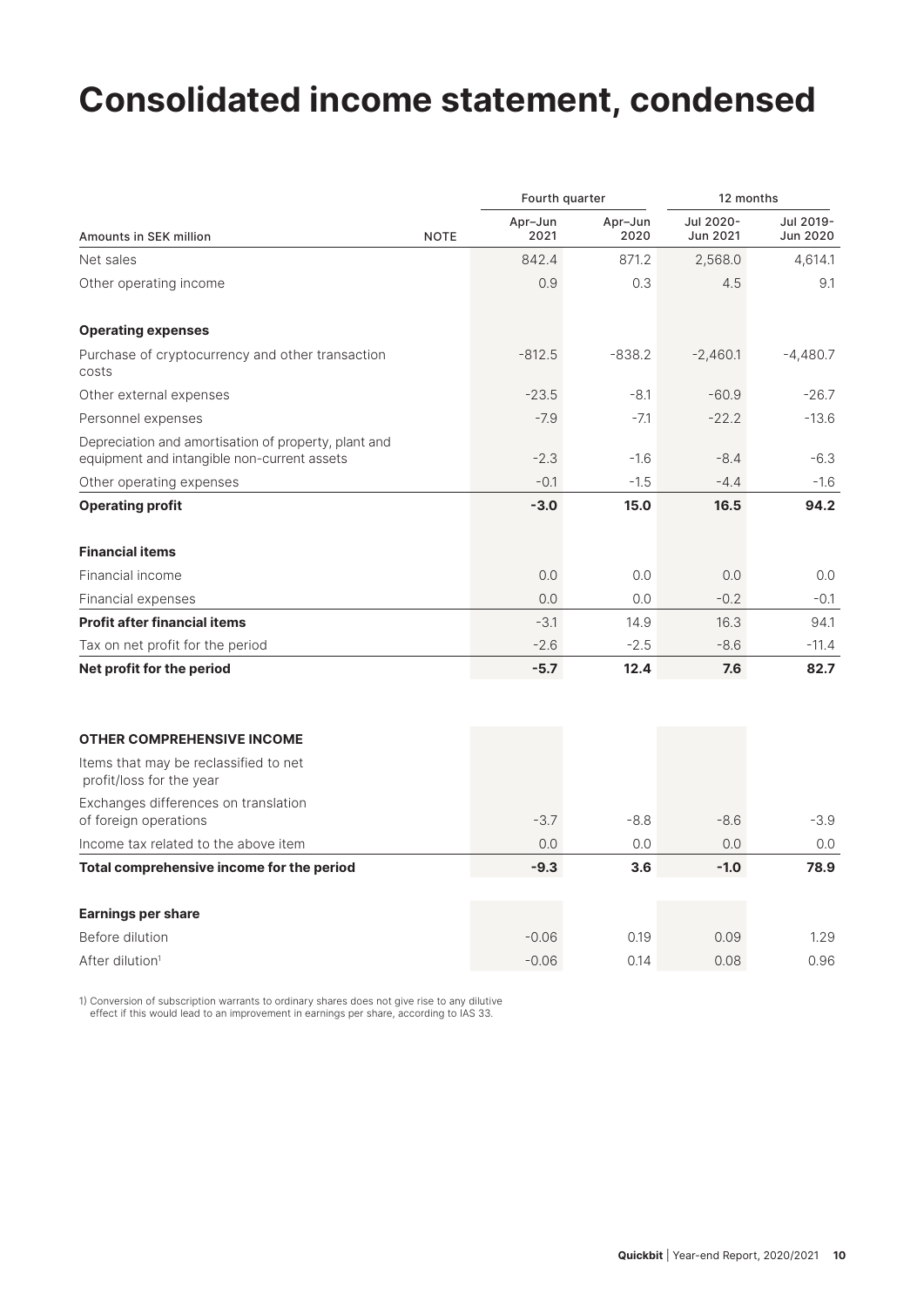# Consolidated income statement, condensed

| Amounts in SEK million | NOTE | Fourth quarter | | 12 months | |
|---|---|---|---|---|---|
| | | Apr–Jun 2021 | Apr–Jun 2020 | Jul 2020-Jun 2021 | Jul 2019-Jun 2020 |
| Net sales | | 842.4 | 871.2 | 2,568.0 | 4,614.1 |
| Other operating income | | 0.9 | 0.3 | 4.5 | 9.1 |
| **Operating expenses** | | | | | |
| Purchase of cryptocurrency and other transaction costs | | -812.5 | -838.2 | -2,460.1 | -4,480.7 |
| Other external expenses | | -23.5 | -8.1 | -60.9 | -26.7 |
| Personnel expenses | | -7.9 | -7.1 | -22.2 | -13.6 |
| Depreciation and amortisation of property, plant and equipment and intangible non-current assets | | -2.3 | -1.6 | -8.4 | -6.3 |
| Other operating expenses | | -0.1 | -1.5 | -4.4 | -1.6 |
| **Operating profit** | | **-3.0** | **15.0** | **16.5** | **94.2** |
| **Financial items** | | | | | |
| Financial income | | 0.0 | 0.0 | 0.0 | 0.0 |
| Financial expenses | | 0.0 | 0.0 | -0.2 | -0.1 |
| **Profit after financial items** | | -3.1 | 14.9 | 16.3 | 94.1 |
| Tax on net profit for the period | | -2.6 | -2.5 | -8.6 | -11.4 |
| **Net profit for the period** | | **-5.7** | **12.4** | **7.6** | **82.7** |
| **OTHER COMPREHENSIVE INCOME** | | | | | |
| Items that may be reclassified to net profit/loss for the year | | | | | |
| Exchanges differences on translation of foreign operations | | -3.7 | -8.8 | -8.6 | -3.9 |
| Income tax related to the above item | | 0.0 | 0.0 | 0.0 | 0.0 |
| **Total comprehensive income for the period** | | **-9.3** | **3.6** | **-1.0** | **78.9** |
| **Earnings per share** | | | | | |
| Before dilution | | -0.06 | 0.19 | 0.09 | 1.29 |
| After dilution[1] | | -0.06 | 0.14 | 0.08 | 0.96 |

1) Conversion of subscription warrants to ordinary shares does not give rise to any dilutive effect if this would lead to an improvement in earnings per share, according to IAS 33.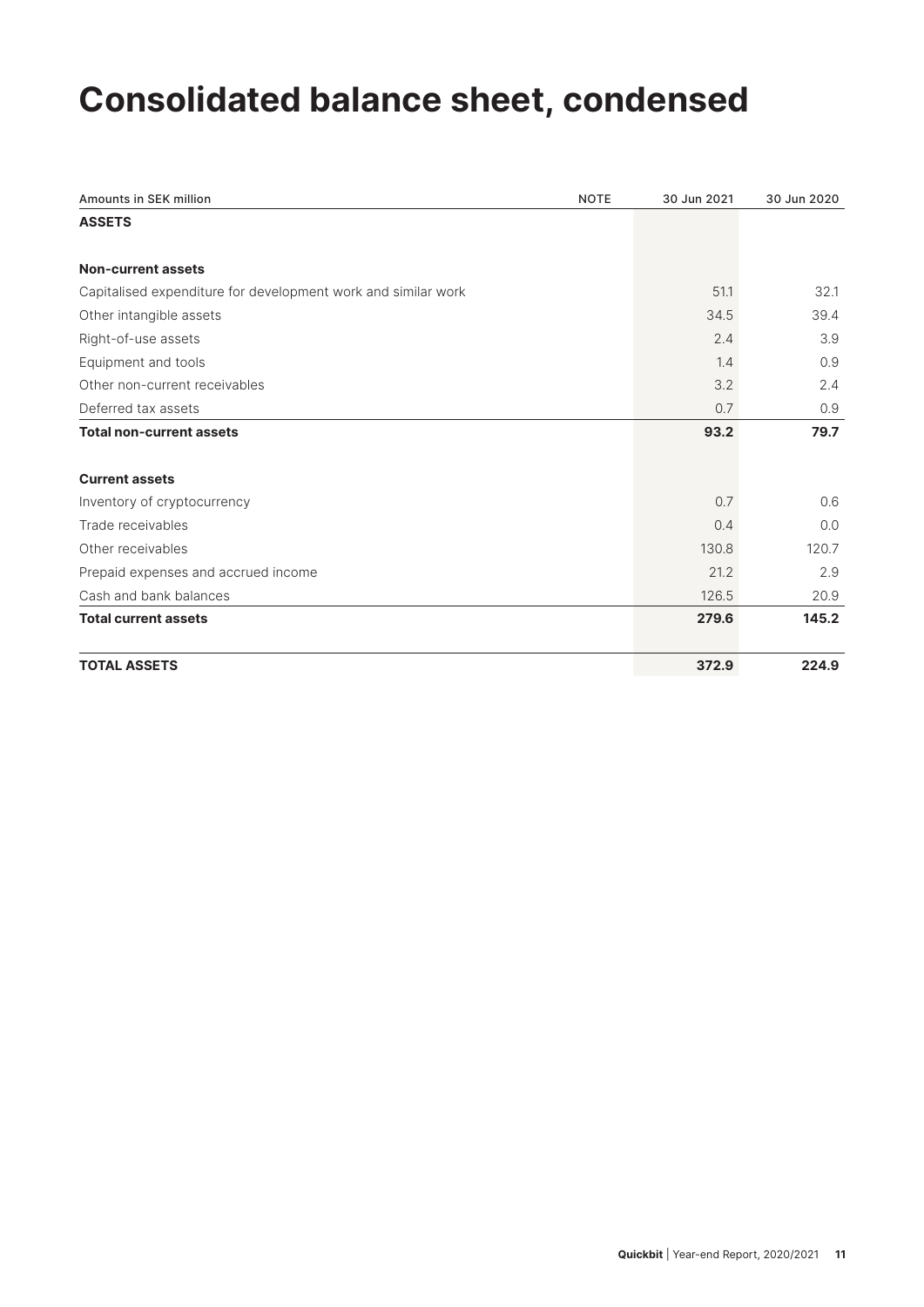# Consolidated balance sheet, condensed

| Amounts in SEK million | NOTE | 30 Jun 2021 | 30 Jun 2020 |
|---|---|---|---|
| **ASSETS** | | | |
| | | | |
| **Non-current assets** | | | |
| Capitalised expenditure for development work and similar work | | 51.1 | 32.1 |
| Other intangible assets | | 34.5 | 39.4 |
| Right-of-use assets | | 2.4 | 3.9 |
| Equipment and tools | | 1.4 | 0.9 |
| Other non-current receivables | | 3.2 | 2.4 |
| Deferred tax assets | | 0.7 | 0.9 |
| **Total non-current assets** | | **93.2** | **79.7** |
| | | | |
| **Current assets** | | | |
| Inventory of cryptocurrency | | 0.7 | 0.6 |
| Trade receivables | | 0.4 | 0.0 |
| Other receivables | | 130.8 | 120.7 |
| Prepaid expenses and accrued income | | 21.2 | 2.9 |
| Cash and bank balances | | 126.5 | 20.9 |
| **Total current assets** | | **279.6** | **145.2** |
| | | | |
| **TOTAL ASSETS** | | **372.9** | **224.9** |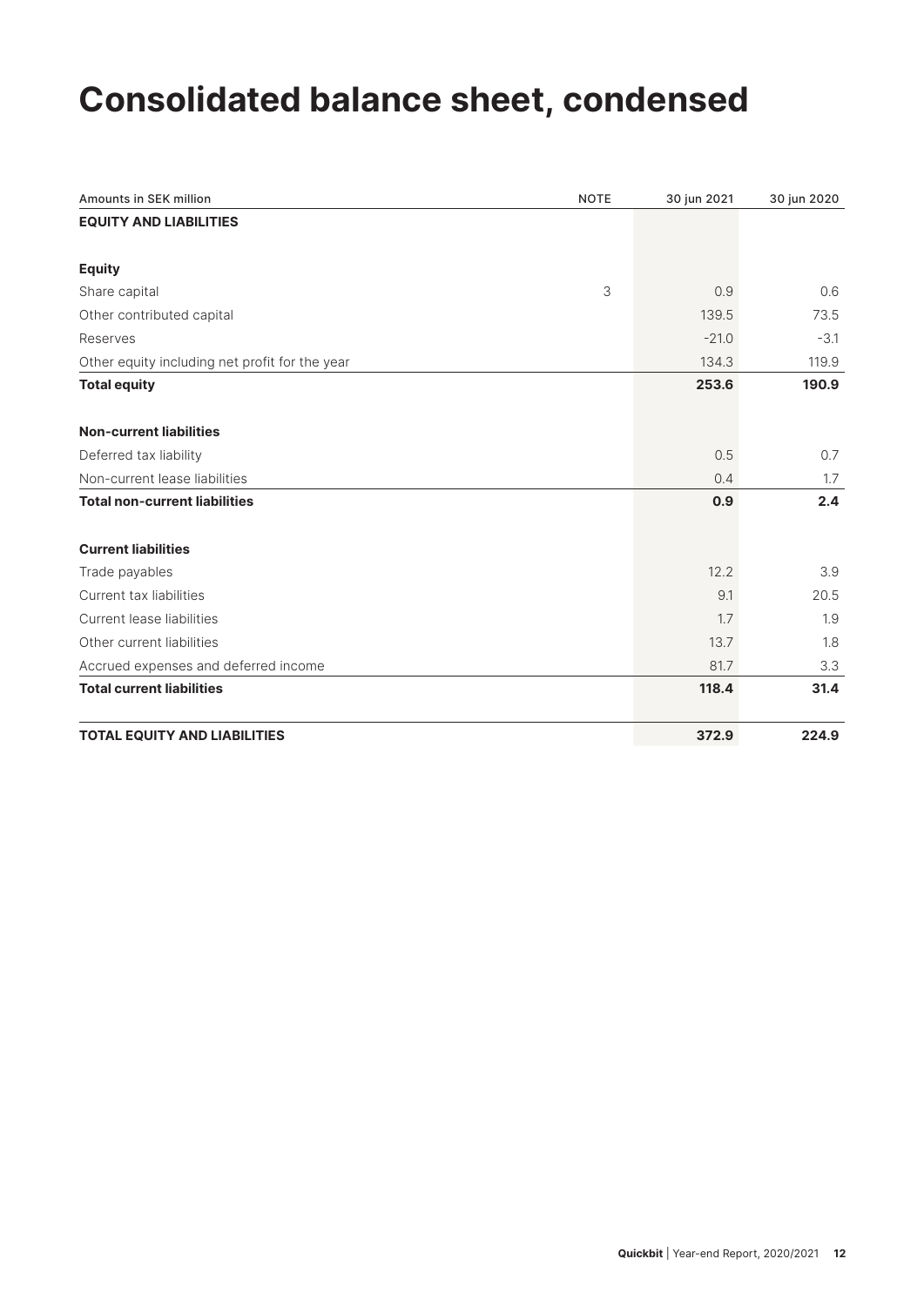# Consolidated balance sheet, condensed

| Amounts in SEK million | NOTE | 30 jun 2021 | 30 jun 2020 |
|---|---|---|---|
| **EQUITY AND LIABILITIES** | | | |
| | | | |
| **Equity** | | | |
| Share capital | 3 | 0.9 | 0.6 |
| Other contributed capital | | 139.5 | 73.5 |
| Reserves | | -21.0 | -3.1 |
| Other equity including net profit for the year | | 134.3 | 119.9 |
| **Total equity** | | **253.6** | **190.9** |
| | | | |
| **Non-current liabilities** | | | |
| Deferred tax liability | | 0.5 | 0.7 |
| Non-current lease liabilities | | 0.4 | 1.7 |
| **Total non-current liabilities** | | **0.9** | **2.4** |
| | | | |
| **Current liabilities** | | | |
| Trade payables | | 12.2 | 3.9 |
| Current tax liabilities | | 9.1 | 20.5 |
| Current lease liabilities | | 1.7 | 1.9 |
| Other current liabilities | | 13.7 | 1.8 |
| Accrued expenses and deferred income | | 81.7 | 3.3 |
| **Total current liabilities** | | **118.4** | **31.4** |
| | | | |
| **TOTAL EQUITY AND LIABILITIES** | | **372.9** | **224.9** |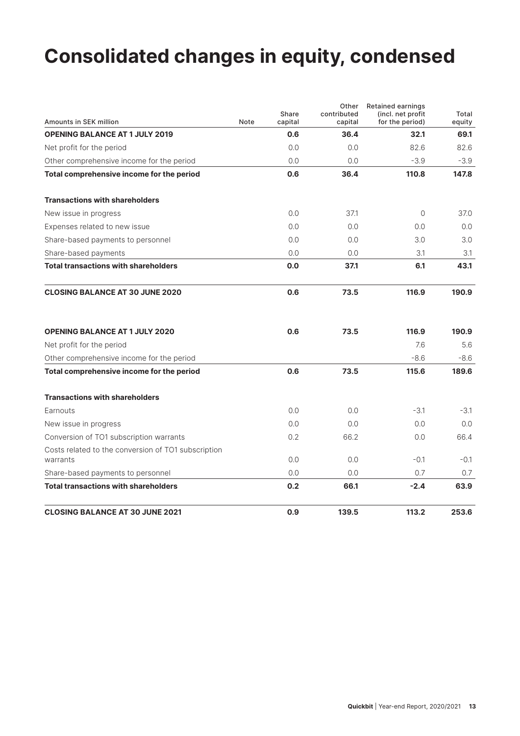# Consolidated changes in equity, condensed

| Amounts in SEK million | Note | Share capital | Other contributed capital | Retained earnings (incl. net profit for the period) | Total equity |
|---|---|---|---|---|---|
| **OPENING BALANCE AT 1 JULY 2019** | | **0.6** | **36.4** | **32.1** | **69.1** |
| Net profit for the period | | 0.0 | 0.0 | 82.6 | 82.6 |
| Other comprehensive income for the period | | 0.0 | 0.0 | -3.9 | -3.9 |
| **Total comprehensive income for the period** | | **0.6** | **36.4** | **110.8** | **147.8** |
| **Transactions with shareholders** | | | | | |
| New issue in progress | | 0.0 | 37.1 | 0 | 37.0 |
| Expenses related to new issue | | 0.0 | 0.0 | 0.0 | 0.0 |
| Share-based payments to personnel | | 0.0 | 0.0 | 3.0 | 3.0 |
| Share-based payments | | 0.0 | 0.0 | 3.1 | 3.1 |
| **Total transactions with shareholders** | | **0.0** | **37.1** | **6.1** | **43.1** |
| **CLOSING BALANCE AT 30 JUNE 2020** | | **0.6** | **73.5** | **116.9** | **190.9** |
| **OPENING BALANCE AT 1 JULY 2020** | | **0.6** | **73.5** | **116.9** | **190.9** |
| Net profit for the period | | | | 7.6 | 5.6 |
| Other comprehensive income for the period | | | | -8.6 | -8.6 |
| **Total comprehensive income for the period** | | **0.6** | **73.5** | **115.6** | **189.6** |
| **Transactions with shareholders** | | | | | |
| Earnouts | | 0.0 | 0.0 | -3.1 | -3.1 |
| New issue in progress | | 0.0 | 0.0 | 0.0 | 0.0 |
| Conversion of TO1 subscription warrants | | 0.2 | 66.2 | 0.0 | 66.4 |
| Costs related to the conversion of TO1 subscription warrants | | 0.0 | 0.0 | -0.1 | -0.1 |
| Share-based payments to personnel | | 0.0 | 0.0 | 0.7 | 0.7 |
| **Total transactions with shareholders** | | **0.2** | **66.1** | **-2.4** | **63.9** |
| **CLOSING BALANCE AT 30 JUNE 2021** | | **0.9** | **139.5** | **113.2** | **253.6** |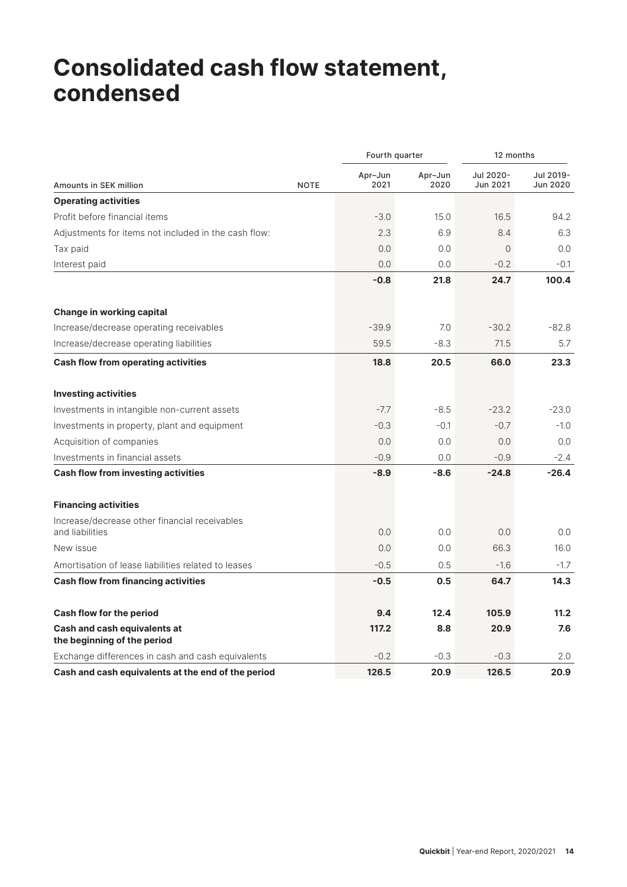# Consolidated cash flow statement, condensed

| | | Fourth quarter | | 12 months | |
|---|---|---|---|---|---|
| Amounts in SEK million | NOTE | Apr–Jun 2021 | Apr–Jun 2020 | Jul 2020-Jun 2021 | Jul 2019-Jun 2020 |
| **Operating activities** | | | | | |
| Profit before financial items | | -3.0 | 15.0 | 16.5 | 94.2 |
| Adjustments for items not included in the cash flow: | | 2.3 | 6.9 | 8.4 | 6.3 |
| Tax paid | | 0.0 | 0.0 | 0 | 0.0 |
| Interest paid | | 0.0 | 0.0 | -0.2 | -0.1 |
| | | **-0.8** | **21.8** | **24.7** | **100.4** |
| **Change in working capital** | | | | | |
| Increase/decrease operating receivables | | -39.9 | 7.0 | -30.2 | -82.8 |
| Increase/decrease operating liabilities | | 59.5 | -8.3 | 71.5 | 5.7 |
| **Cash flow from operating activities** | | **18.8** | **20.5** | **66.0** | **23.3** |
| **Investing activities** | | | | | |
| Investments in intangible non-current assets | | -7.7 | -8.5 | -23.2 | -23.0 |
| Investments in property, plant and equipment | | -0.3 | -0.1 | -0.7 | -1.0 |
| Acquisition of companies | | 0.0 | 0.0 | 0.0 | 0.0 |
| Investments in financial assets | | -0.9 | 0.0 | -0.9 | -2.4 |
| **Cash flow from investing activities** | | **-8.9** | **-8.6** | **-24.8** | **-26.4** |
| **Financing activities** | | | | | |
| Increase/decrease other financial receivables and liabilities | | 0.0 | 0.0 | 0.0 | 0.0 |
| New issue | | 0.0 | 0.0 | 66.3 | 16.0 |
| Amortisation of lease liabilities related to leases | | -0.5 | 0.5 | -1.6 | -1.7 |
| **Cash flow from financing activities** | | **-0.5** | **0.5** | **64.7** | **14.3** |
| **Cash flow for the period** | | **9.4** | **12.4** | **105.9** | **11.2** |
| **Cash and cash equivalents at the beginning of the period** | | **117.2** | **8.8** | **20.9** | **7.6** |
| Exchange differences in cash and cash equivalents | | -0.2 | -0.3 | -0.3 | 2.0 |
| **Cash and cash equivalents at the end of the period** | | **126.5** | **20.9** | **126.5** | **20.9** |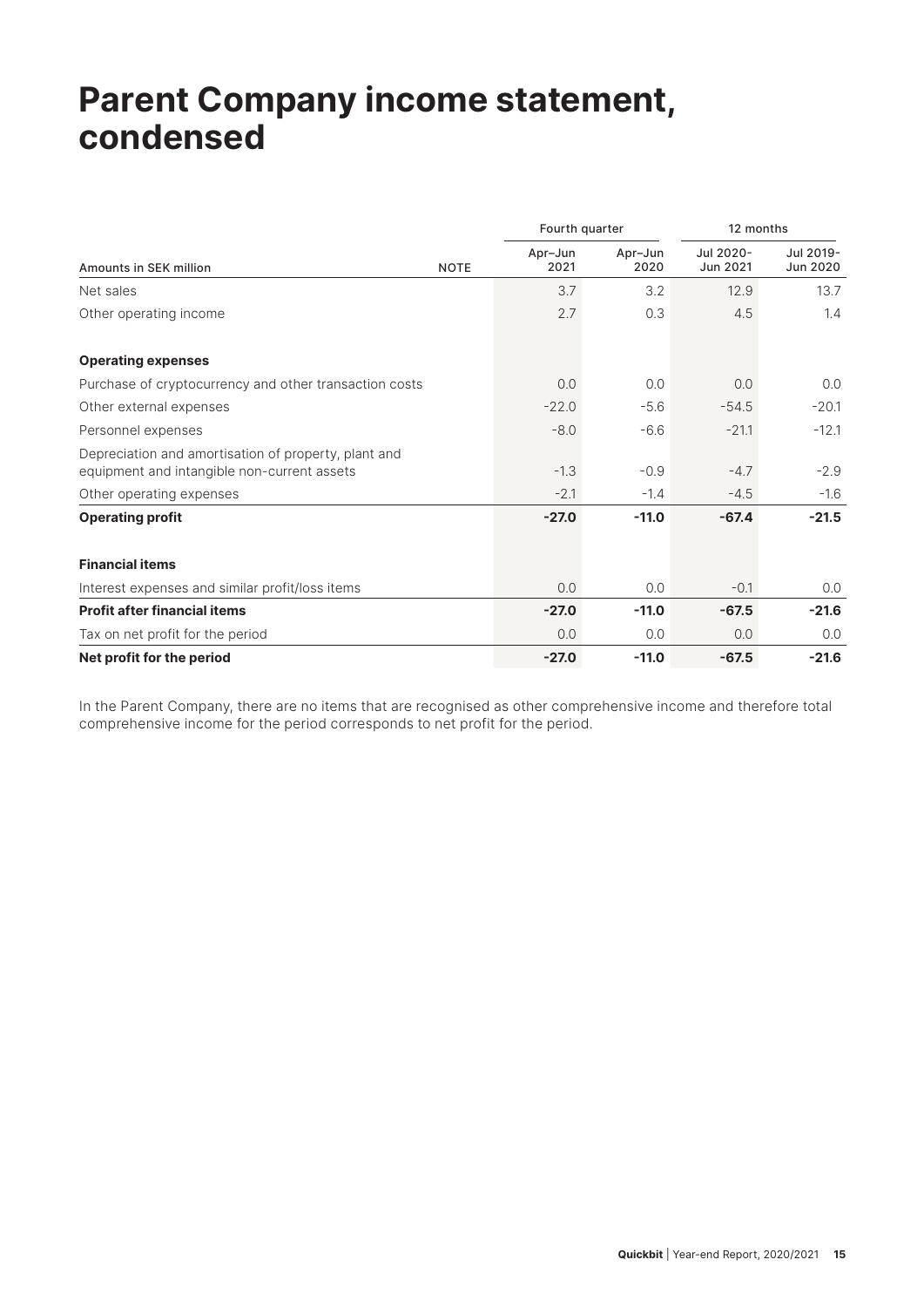# Parent Company income statement, condensed

| Amounts in SEK million | NOTE | Fourth quarter Apr–Jun 2021 | Fourth quarter Apr–Jun 2020 | 12 months Jul 2020-Jun 2021 | 12 months Jul 2019-Jun 2020 |
|---|---|---|---|---|---|
| Net sales | | 3.7 | 3.2 | 12.9 | 13.7 |
| Other operating income | | 2.7 | 0.3 | 4.5 | 1.4 |
| **Operating expenses** | | | | | |
| Purchase of cryptocurrency and other transaction costs | | 0.0 | 0.0 | 0.0 | 0.0 |
| Other external expenses | | -22.0 | -5.6 | -54.5 | -20.1 |
| Personnel expenses | | -8.0 | -6.6 | -21.1 | -12.1 |
| Depreciation and amortisation of property, plant and equipment and intangible non-current assets | | -1.3 | -0.9 | -4.7 | -2.9 |
| Other operating expenses | | -2.1 | -1.4 | -4.5 | -1.6 |
| **Operating profit** | | **-27.0** | **-11.0** | **-67.4** | **-21.5** |
| **Financial items** | | | | | |
| Interest expenses and similar profit/loss items | | 0.0 | 0.0 | -0.1 | 0.0 |
| **Profit after financial items** | | **-27.0** | **-11.0** | **-67.5** | **-21.6** |
| Tax on net profit for the period | | 0.0 | 0.0 | 0.0 | 0.0 |
| **Net profit for the period** | | **-27.0** | **-11.0** | **-67.5** | **-21.6** |

In the Parent Company, there are no items that are recognised as other comprehensive income and therefore total comprehensive income for the period corresponds to net profit for the period.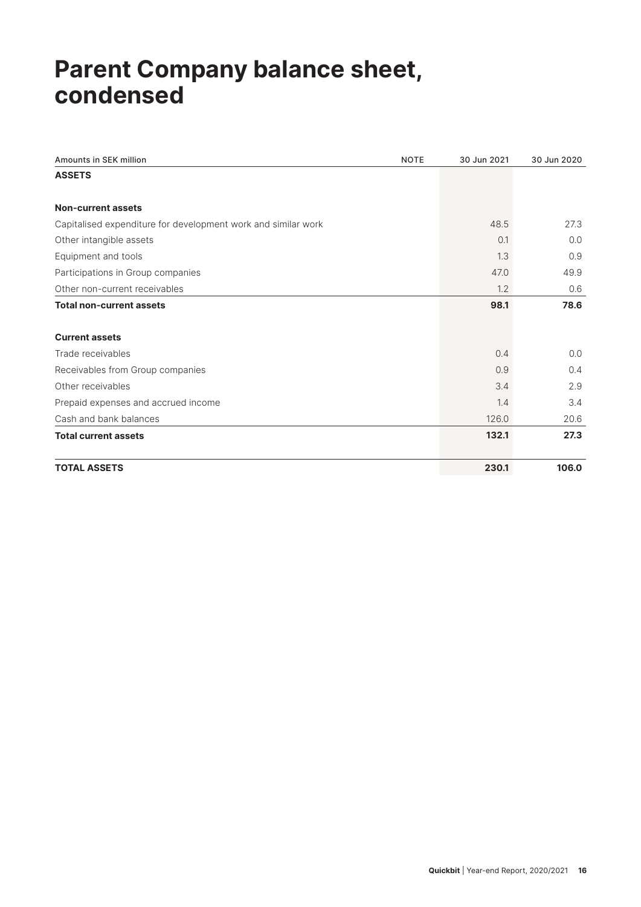# Parent Company balance sheet, condensed

| Amounts in SEK million | NOTE | 30 Jun 2021 | 30 Jun 2020 |
|---|---|---|---|
| **ASSETS** | | | |
| | | | |
| **Non-current assets** | | | |
| Capitalised expenditure for development work and similar work | | 48.5 | 27.3 |
| Other intangible assets | | 0.1 | 0.0 |
| Equipment and tools | | 1.3 | 0.9 |
| Participations in Group companies | | 47.0 | 49.9 |
| Other non-current receivables | | 1.2 | 0.6 |
| **Total non-current assets** | | **98.1** | **78.6** |
| | | | |
| **Current assets** | | | |
| Trade receivables | | 0.4 | 0.0 |
| Receivables from Group companies | | 0.9 | 0.4 |
| Other receivables | | 3.4 | 2.9 |
| Prepaid expenses and accrued income | | 1.4 | 3.4 |
| Cash and bank balances | | 126.0 | 20.6 |
| **Total current assets** | | **132.1** | **27.3** |
| | | | |
| **TOTAL ASSETS** | | **230.1** | **106.0** |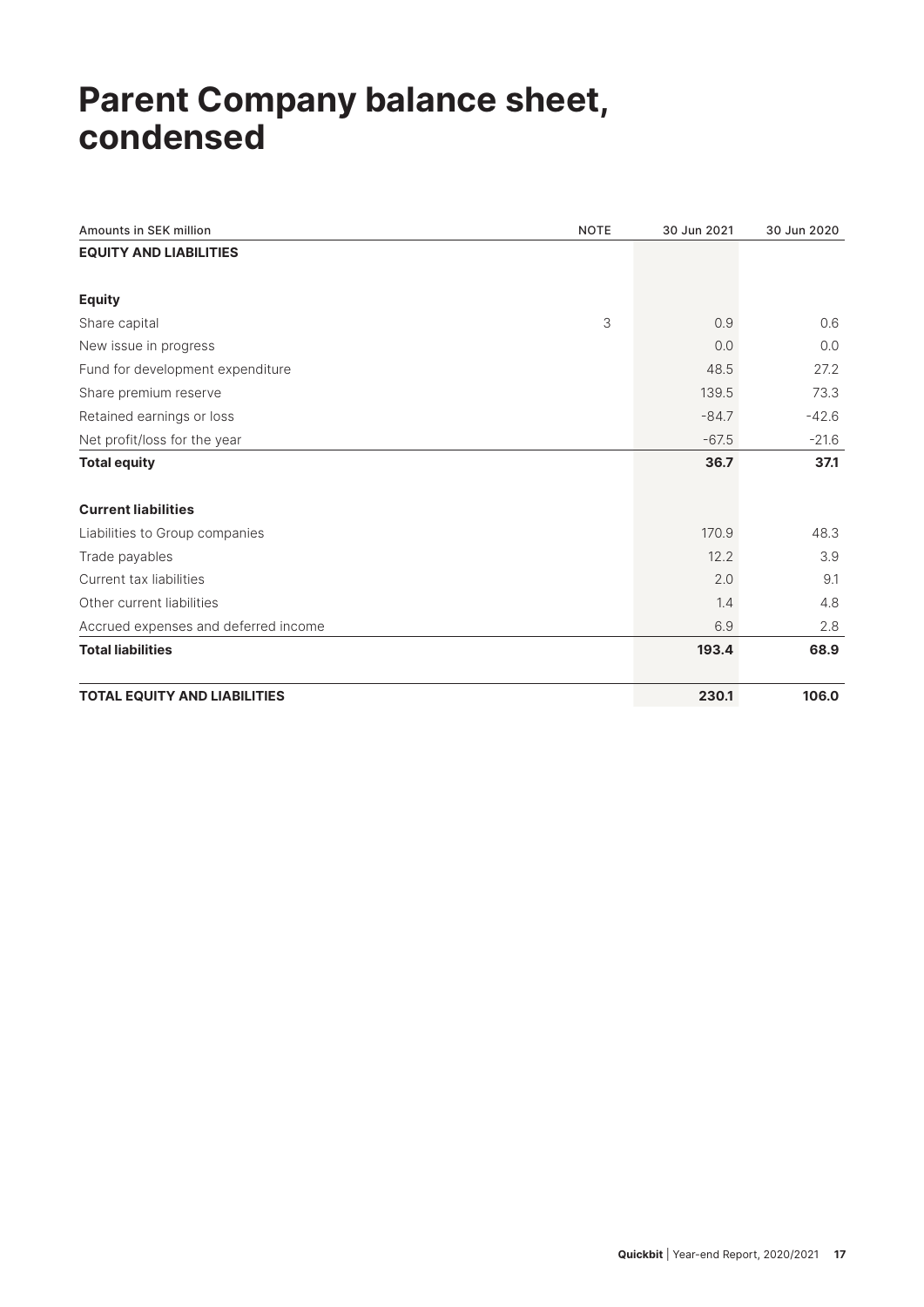# Parent Company balance sheet, condensed

| Amounts in SEK million | NOTE | 30 Jun 2021 | 30 Jun 2020 |
|---|---|---|---|
| **EQUITY AND LIABILITIES** | | | |
| | | | |
| **Equity** | | | |
| Share capital | 3 | 0.9 | 0.6 |
| New issue in progress | | 0.0 | 0.0 |
| Fund for development expenditure | | 48.5 | 27.2 |
| Share premium reserve | | 139.5 | 73.3 |
| Retained earnings or loss | | -84.7 | -42.6 |
| Net profit/loss for the year | | -67.5 | -21.6 |
| **Total equity** | | **36.7** | **37.1** |
| | | | |
| **Current liabilities** | | | |
| Liabilities to Group companies | | 170.9 | 48.3 |
| Trade payables | | 12.2 | 3.9 |
| Current tax liabilities | | 2.0 | 9.1 |
| Other current liabilities | | 1.4 | 4.8 |
| Accrued expenses and deferred income | | 6.9 | 2.8 |
| **Total liabilities** | | **193.4** | **68.9** |
| | | | |
| **TOTAL EQUITY AND LIABILITIES** | | **230.1** | **106.0** |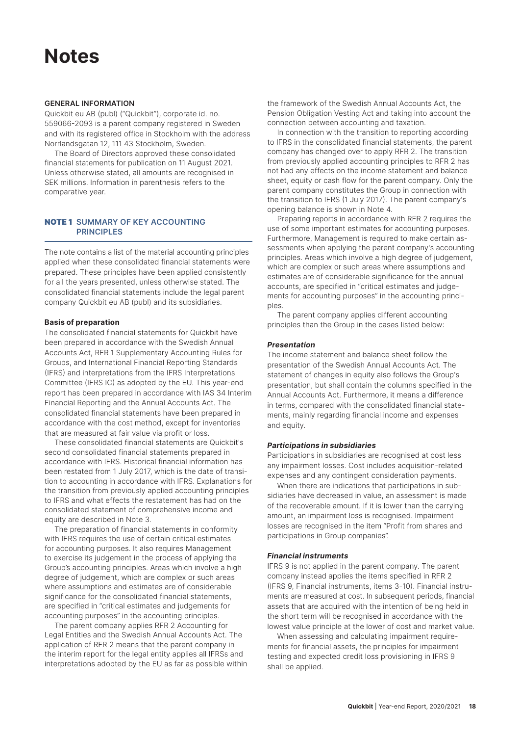# Notes

**GENERAL INFORMATION**

Quickbit eu AB (publ) ("Quickbit"), corporate id. no. 559066-2093 is a parent company registered in Sweden and with its registered office in Stockholm with the address Norrlandsgatan 12, 111 43 Stockholm, Sweden.

The Board of Directors approved these consolidated financial statements for publication on 11 August 2021. Unless otherwise stated, all amounts are recognised in SEK millions. Information in parenthesis refers to the comparative year.

## NOTE 1 SUMMARY OF KEY ACCOUNTING PRINCIPLES

The note contains a list of the material accounting principles applied when these consolidated financial statements were prepared. These principles have been applied consistently for all the years presented, unless otherwise stated. The consolidated financial statements include the legal parent company Quickbit eu AB (publ) and its subsidiaries.

**Basis of preparation**

The consolidated financial statements for Quickbit have been prepared in accordance with the Swedish Annual Accounts Act, RFR 1 Supplementary Accounting Rules for Groups, and International Financial Reporting Standards (IFRS) and interpretations from the IFRS Interpretations Committee (IFRS IC) as adopted by the EU. This year-end report has been prepared in accordance with IAS 34 Interim Financial Reporting and the Annual Accounts Act. The consolidated financial statements have been prepared in accordance with the cost method, except for inventories that are measured at fair value via profit or loss.

These consolidated financial statements are Quickbit's second consolidated financial statements prepared in accordance with IFRS. Historical financial information has been restated from 1 July 2017, which is the date of transition to accounting in accordance with IFRS. Explanations for the transition from previously applied accounting principles to IFRS and what effects the restatement has had on the consolidated statement of comprehensive income and equity are described in Note 3.

The preparation of financial statements in conformity with IFRS requires the use of certain critical estimates for accounting purposes. It also requires Management to exercise its judgement in the process of applying the Group's accounting principles. Areas which involve a high degree of judgement, which are complex or such areas where assumptions and estimates are of considerable significance for the consolidated financial statements, are specified in "critical estimates and judgements for accounting purposes" in the accounting principles.

The parent company applies RFR 2 Accounting for Legal Entities and the Swedish Annual Accounts Act. The application of RFR 2 means that the parent company in the interim report for the legal entity applies all IFRSs and interpretations adopted by the EU as far as possible within the framework of the Swedish Annual Accounts Act, the Pension Obligation Vesting Act and taking into account the connection between accounting and taxation.

In connection with the transition to reporting according to IFRS in the consolidated financial statements, the parent company has changed over to apply RFR 2. The transition from previously applied accounting principles to RFR 2 has not had any effects on the income statement and balance sheet, equity or cash flow for the parent company. Only the parent company constitutes the Group in connection with the transition to IFRS (1 July 2017). The parent company's opening balance is shown in Note 4.

Preparing reports in accordance with RFR 2 requires the use of some important estimates for accounting purposes. Furthermore, Management is required to make certain assessments when applying the parent company's accounting principles. Areas which involve a high degree of judgement, which are complex or such areas where assumptions and estimates are of considerable significance for the annual accounts, are specified in "critical estimates and judgements for accounting purposes" in the accounting principles.

The parent company applies different accounting principles than the Group in the cases listed below:

***Presentation***

The income statement and balance sheet follow the presentation of the Swedish Annual Accounts Act. The statement of changes in equity also follows the Group's presentation, but shall contain the columns specified in the Annual Accounts Act. Furthermore, it means a difference in terms, compared with the consolidated financial statements, mainly regarding financial income and expenses and equity.

***Participations in subsidiaries***

Participations in subsidiaries are recognised at cost less any impairment losses. Cost includes acquisition-related expenses and any contingent consideration payments.

When there are indications that participations in subsidiaries have decreased in value, an assessment is made of the recoverable amount. If it is lower than the carrying amount, an impairment loss is recognised. Impairment losses are recognised in the item "Profit from shares and participations in Group companies".

***Financial instruments***

IFRS 9 is not applied in the parent company. The parent company instead applies the items specified in RFR 2 (IFRS 9, Financial instruments, items 3-10). Financial instruments are measured at cost. In subsequent periods, financial assets that are acquired with the intention of being held in the short term will be recognised in accordance with the lowest value principle at the lower of cost and market value.

When assessing and calculating impairment requirements for financial assets, the principles for impairment testing and expected credit loss provisioning in IFRS 9 shall be applied.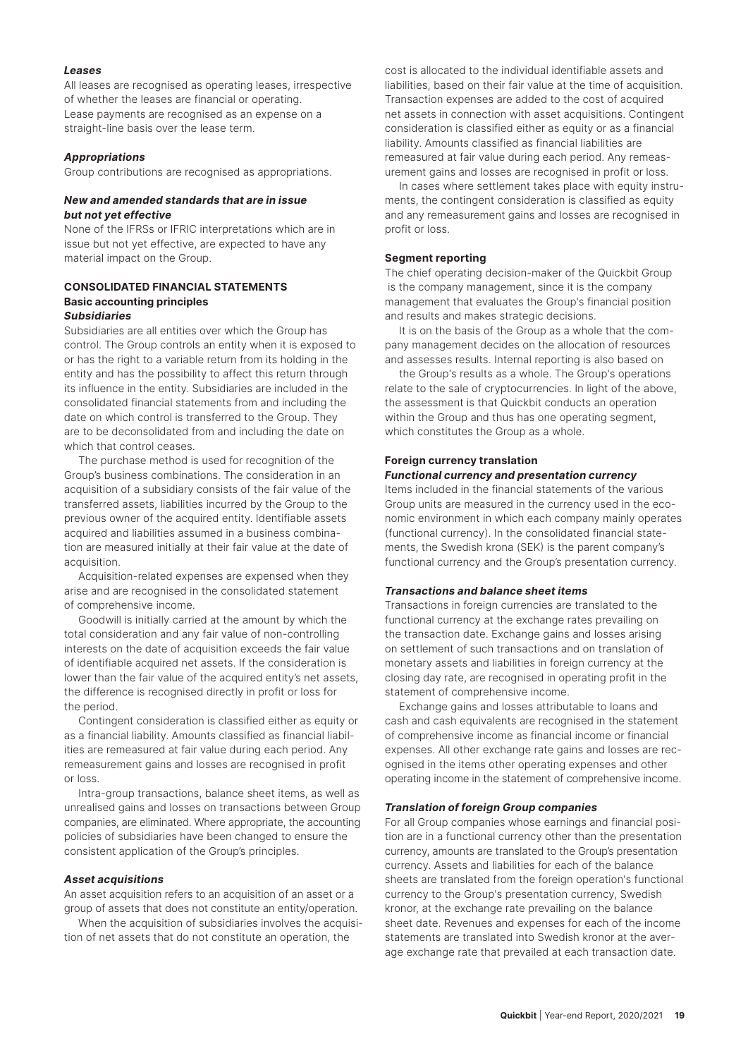#### *Leases*

All leases are recognised as operating leases, irrespective of whether the leases are financial or operating. Lease payments are recognised as an expense on a straight-line basis over the lease term.

#### *Appropriations*

Group contributions are recognised as appropriations.

#### *New and amended standards that are in issue but not yet effective*

None of the IFRSs or IFRIC interpretations which are in issue but not yet effective, are expected to have any material impact on the Group.

## CONSOLIDATED FINANCIAL STATEMENTS

### Basic accounting principles

#### *Subsidiaries*

Subsidiaries are all entities over which the Group has control. The Group controls an entity when it is exposed to or has the right to a variable return from its holding in the entity and has the possibility to affect this return through its influence in the entity. Subsidiaries are included in the consolidated financial statements from and including the date on which control is transferred to the Group. They are to be deconsolidated from and including the date on which that control ceases.

The purchase method is used for recognition of the Group's business combinations. The consideration in an acquisition of a subsidiary consists of the fair value of the transferred assets, liabilities incurred by the Group to the previous owner of the acquired entity. Identifiable assets acquired and liabilities assumed in a business combination are measured initially at their fair value at the date of acquisition.

Acquisition-related expenses are expensed when they arise and are recognised in the consolidated statement of comprehensive income.

Goodwill is initially carried at the amount by which the total consideration and any fair value of non-controlling interests on the date of acquisition exceeds the fair value of identifiable acquired net assets. If the consideration is lower than the fair value of the acquired entity's net assets, the difference is recognised directly in profit or loss for the period.

Contingent consideration is classified either as equity or as a financial liability. Amounts classified as financial liabilities are remeasured at fair value during each period. Any remeasurement gains and losses are recognised in profit or loss.

Intra-group transactions, balance sheet items, as well as unrealised gains and losses on transactions between Group companies, are eliminated. Where appropriate, the accounting policies of subsidiaries have been changed to ensure the consistent application of the Group's principles.

#### *Asset acquisitions*

An asset acquisition refers to an acquisition of an asset or a group of assets that does not constitute an entity/operation.

When the acquisition of subsidiaries involves the acquisition of net assets that do not constitute an operation, the cost is allocated to the individual identifiable assets and liabilities, based on their fair value at the time of acquisition. Transaction expenses are added to the cost of acquired net assets in connection with asset acquisitions. Contingent consideration is classified either as equity or as a financial liability. Amounts classified as financial liabilities are remeasured at fair value during each period. Any remeasurement gains and losses are recognised in profit or loss.

In cases where settlement takes place with equity instruments, the contingent consideration is classified as equity and any remeasurement gains and losses are recognised in profit or loss.

### Segment reporting

The chief operating decision-maker of the Quickbit Group is the company management, since it is the company management that evaluates the Group's financial position and results and makes strategic decisions.

It is on the basis of the Group as a whole that the company management decides on the allocation of resources and assesses results. Internal reporting is also based on the Group's results as a whole. The Group's operations relate to the sale of cryptocurrencies. In light of the above, the assessment is that Quickbit conducts an operation within the Group and thus has one operating segment, which constitutes the Group as a whole.

### Foreign currency translation

#### *Functional currency and presentation currency*

Items included in the financial statements of the various Group units are measured in the currency used in the economic environment in which each company mainly operates (functional currency). In the consolidated financial statements, the Swedish krona (SEK) is the parent company's functional currency and the Group's presentation currency.

#### *Transactions and balance sheet items*

Transactions in foreign currencies are translated to the functional currency at the exchange rates prevailing on the transaction date. Exchange gains and losses arising on settlement of such transactions and on translation of monetary assets and liabilities in foreign currency at the closing day rate, are recognised in operating profit in the statement of comprehensive income.

Exchange gains and losses attributable to loans and cash and cash equivalents are recognised in the statement of comprehensive income as financial income or financial expenses. All other exchange rate gains and losses are recognised in the items other operating expenses and other operating income in the statement of comprehensive income.

#### *Translation of foreign Group companies*

For all Group companies whose earnings and financial position are in a functional currency other than the presentation currency, amounts are translated to the Group's presentation currency. Assets and liabilities for each of the balance sheets are translated from the foreign operation's functional currency to the Group's presentation currency, Swedish kronor, at the exchange rate prevailing on the balance sheet date. Revenues and expenses for each of the income statements are translated into Swedish kronor at the average exchange rate that prevailed at each transaction date.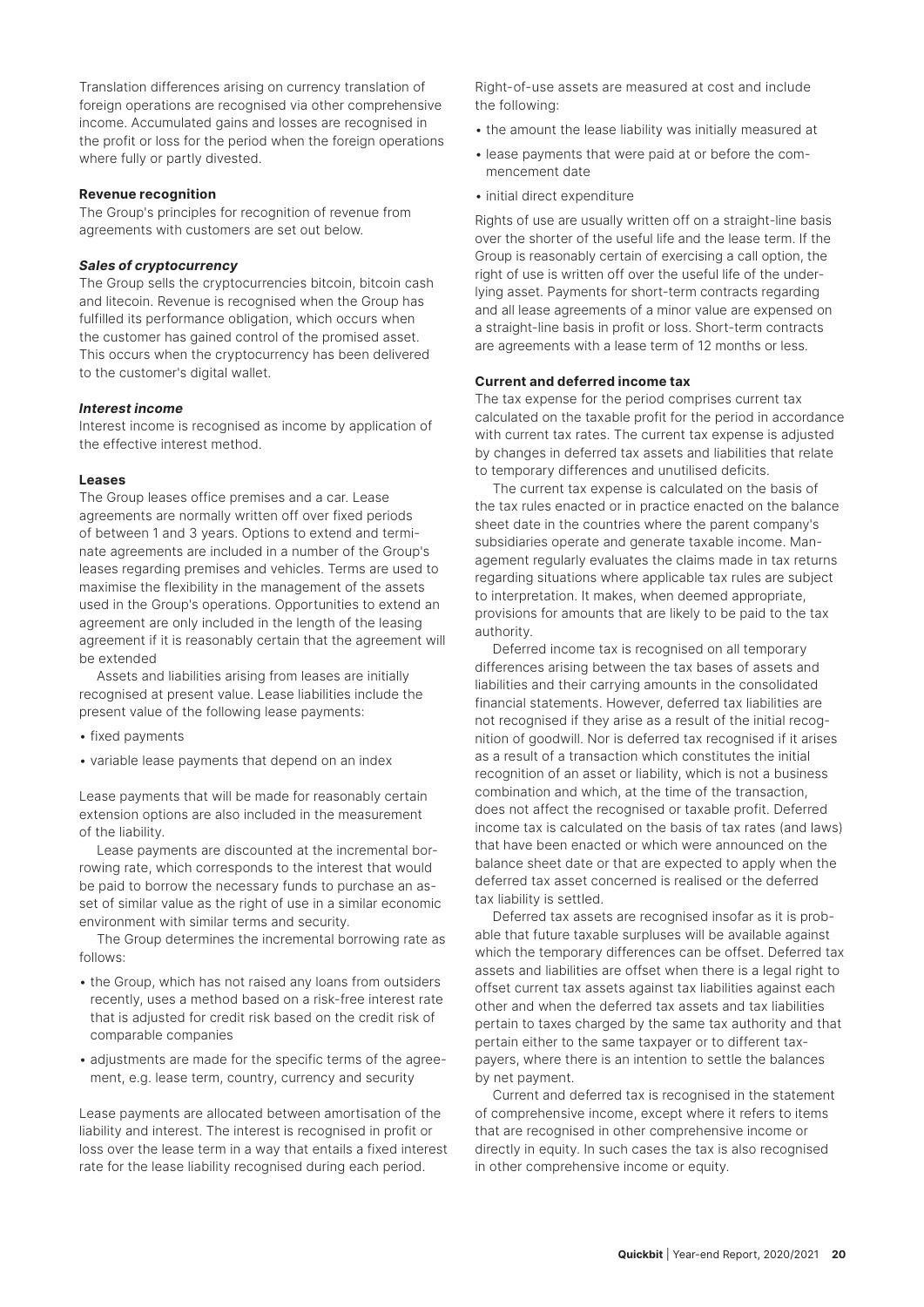Translation differences arising on currency translation of foreign operations are recognised via other comprehensive income. Accumulated gains and losses are recognised in the profit or loss for the period when the foreign operations where fully or partly divested.

**Revenue recognition**

The Group's principles for recognition of revenue from agreements with customers are set out below.

***Sales of cryptocurrency***

The Group sells the cryptocurrencies bitcoin, bitcoin cash and litecoin. Revenue is recognised when the Group has fulfilled its performance obligation, which occurs when the customer has gained control of the promised asset. This occurs when the cryptocurrency has been delivered to the customer's digital wallet.

***Interest income***

Interest income is recognised as income by application of the effective interest method.

**Leases**

The Group leases office premises and a car. Lease agreements are normally written off over fixed periods of between 1 and 3 years. Options to extend and terminate agreements are included in a number of the Group's leases regarding premises and vehicles. Terms are used to maximise the flexibility in the management of the assets used in the Group's operations. Opportunities to extend an agreement are only included in the length of the leasing agreement if it is reasonably certain that the agreement will be extended

Assets and liabilities arising from leases are initially recognised at present value. Lease liabilities include the present value of the following lease payments:

- fixed payments
- variable lease payments that depend on an index

Lease payments that will be made for reasonably certain extension options are also included in the measurement of the liability.

Lease payments are discounted at the incremental borrowing rate, which corresponds to the interest that would be paid to borrow the necessary funds to purchase an asset of similar value as the right of use in a similar economic environment with similar terms and security.

The Group determines the incremental borrowing rate as follows:

- the Group, which has not raised any loans from outsiders recently, uses a method based on a risk-free interest rate that is adjusted for credit risk based on the credit risk of comparable companies
- adjustments are made for the specific terms of the agreement, e.g. lease term, country, currency and security

Lease payments are allocated between amortisation of the liability and interest. The interest is recognised in profit or loss over the lease term in a way that entails a fixed interest rate for the lease liability recognised during each period.

Right-of-use assets are measured at cost and include the following:

- the amount the lease liability was initially measured at
- lease payments that were paid at or before the commencement date
- initial direct expenditure

Rights of use are usually written off on a straight-line basis over the shorter of the useful life and the lease term. If the Group is reasonably certain of exercising a call option, the right of use is written off over the useful life of the underlying asset. Payments for short-term contracts regarding and all lease agreements of a minor value are expensed on a straight-line basis in profit or loss. Short-term contracts are agreements with a lease term of 12 months or less.

**Current and deferred income tax**

The tax expense for the period comprises current tax calculated on the taxable profit for the period in accordance with current tax rates. The current tax expense is adjusted by changes in deferred tax assets and liabilities that relate to temporary differences and unutilised deficits.

The current tax expense is calculated on the basis of the tax rules enacted or in practice enacted on the balance sheet date in the countries where the parent company's subsidiaries operate and generate taxable income. Management regularly evaluates the claims made in tax returns regarding situations where applicable tax rules are subject to interpretation. It makes, when deemed appropriate, provisions for amounts that are likely to be paid to the tax authority.

Deferred income tax is recognised on all temporary differences arising between the tax bases of assets and liabilities and their carrying amounts in the consolidated financial statements. However, deferred tax liabilities are not recognised if they arise as a result of the initial recognition of goodwill. Nor is deferred tax recognised if it arises as a result of a transaction which constitutes the initial recognition of an asset or liability, which is not a business combination and which, at the time of the transaction, does not affect the recognised or taxable profit. Deferred income tax is calculated on the basis of tax rates (and laws) that have been enacted or which were announced on the balance sheet date or that are expected to apply when the deferred tax asset concerned is realised or the deferred tax liability is settled.

Deferred tax assets are recognised insofar as it is probable that future taxable surpluses will be available against which the temporary differences can be offset. Deferred tax assets and liabilities are offset when there is a legal right to offset current tax assets against tax liabilities against each other and when the deferred tax assets and tax liabilities pertain to taxes charged by the same tax authority and that pertain either to the same taxpayer or to different taxpayers, where there is an intention to settle the balances by net payment.

Current and deferred tax is recognised in the statement of comprehensive income, except where it refers to items that are recognised in other comprehensive income or directly in equity. In such cases the tax is also recognised in other comprehensive income or equity.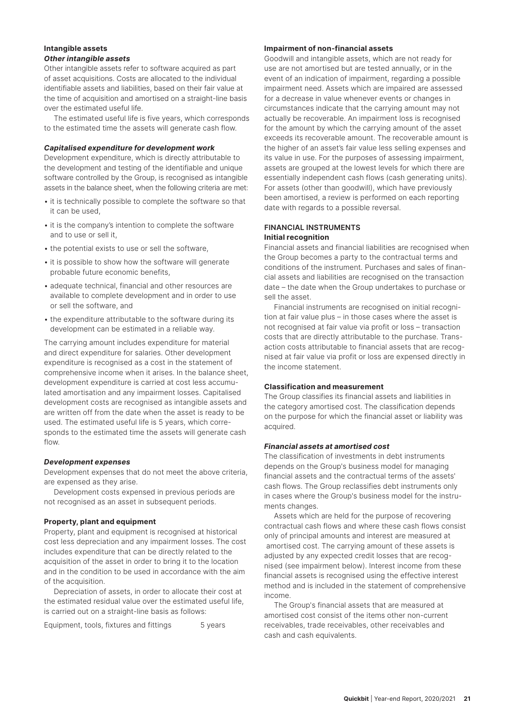### Intangible assets

#### *Other intangible assets*

Other intangible assets refer to software acquired as part of asset acquisitions. Costs are allocated to the individual identifiable assets and liabilities, based on their fair value at the time of acquisition and amortised on a straight-line basis over the estimated useful life.

The estimated useful life is five years, which corresponds to the estimated time the assets will generate cash flow.

#### *Capitalised expenditure for development work*

Development expenditure, which is directly attributable to the development and testing of the identifiable and unique software controlled by the Group, is recognised as intangible assets in the balance sheet, when the following criteria are met:

- it is technically possible to complete the software so that it can be used,
- it is the company's intention to complete the software and to use or sell it,
- the potential exists to use or sell the software,
- it is possible to show how the software will generate probable future economic benefits,
- adequate technical, financial and other resources are available to complete development and in order to use or sell the software, and
- the expenditure attributable to the software during its development can be estimated in a reliable way.

The carrying amount includes expenditure for material and direct expenditure for salaries. Other development expenditure is recognised as a cost in the statement of comprehensive income when it arises. In the balance sheet, development expenditure is carried at cost less accumulated amortisation and any impairment losses. Capitalised development costs are recognised as intangible assets and are written off from the date when the asset is ready to be used. The estimated useful life is 5 years, which corresponds to the estimated time the assets will generate cash flow.

#### *Development expenses*

Development expenses that do not meet the above criteria, are expensed as they arise.

Development costs expensed in previous periods are not recognised as an asset in subsequent periods.

### Property, plant and equipment

Property, plant and equipment is recognised at historical cost less depreciation and any impairment losses. The cost includes expenditure that can be directly related to the acquisition of the asset in order to bring it to the location and in the condition to be used in accordance with the aim of the acquisition.

Depreciation of assets, in order to allocate their cost at the estimated residual value over the estimated useful life, is carried out on a straight-line basis as follows:

| | |
|---|---|
| Equipment, tools, fixtures and fittings | 5 years |

### Impairment of non-financial assets

Goodwill and intangible assets, which are not ready for use are not amortised but are tested annually, or in the event of an indication of impairment, regarding a possible impairment need. Assets which are impaired are assessed for a decrease in value whenever events or changes in circumstances indicate that the carrying amount may not actually be recoverable. An impairment loss is recognised for the amount by which the carrying amount of the asset exceeds its recoverable amount. The recoverable amount is the higher of an asset's fair value less selling expenses and its value in use. For the purposes of assessing impairment, assets are grouped at the lowest levels for which there are essentially independent cash flows (cash generating units). For assets (other than goodwill), which have previously been amortised, a review is performed on each reporting date with regards to a possible reversal.

## FINANCIAL INSTRUMENTS

### Initial recognition

Financial assets and financial liabilities are recognised when the Group becomes a party to the contractual terms and conditions of the instrument. Purchases and sales of financial assets and liabilities are recognised on the transaction date – the date when the Group undertakes to purchase or sell the asset.

Financial instruments are recognised on initial recognition at fair value plus – in those cases where the asset is not recognised at fair value via profit or loss – transaction costs that are directly attributable to the purchase. Transaction costs attributable to financial assets that are recognised at fair value via profit or loss are expensed directly in the income statement.

### Classification and measurement

The Group classifies its financial assets and liabilities in the category amortised cost. The classification depends on the purpose for which the financial asset or liability was acquired.

#### *Financial assets at amortised cost*

The classification of investments in debt instruments depends on the Group's business model for managing financial assets and the contractual terms of the assets' cash flows. The Group reclassifies debt instruments only in cases where the Group's business model for the instruments changes.

Assets which are held for the purpose of recovering contractual cash flows and where these cash flows consist only of principal amounts and interest are measured at amortised cost. The carrying amount of these assets is adjusted by any expected credit losses that are recognised (see impairment below). Interest income from these financial assets is recognised using the effective interest method and is included in the statement of comprehensive income.

The Group's financial assets that are measured at amortised cost consist of the items other non-current receivables, trade receivables, other receivables and cash and cash equivalents.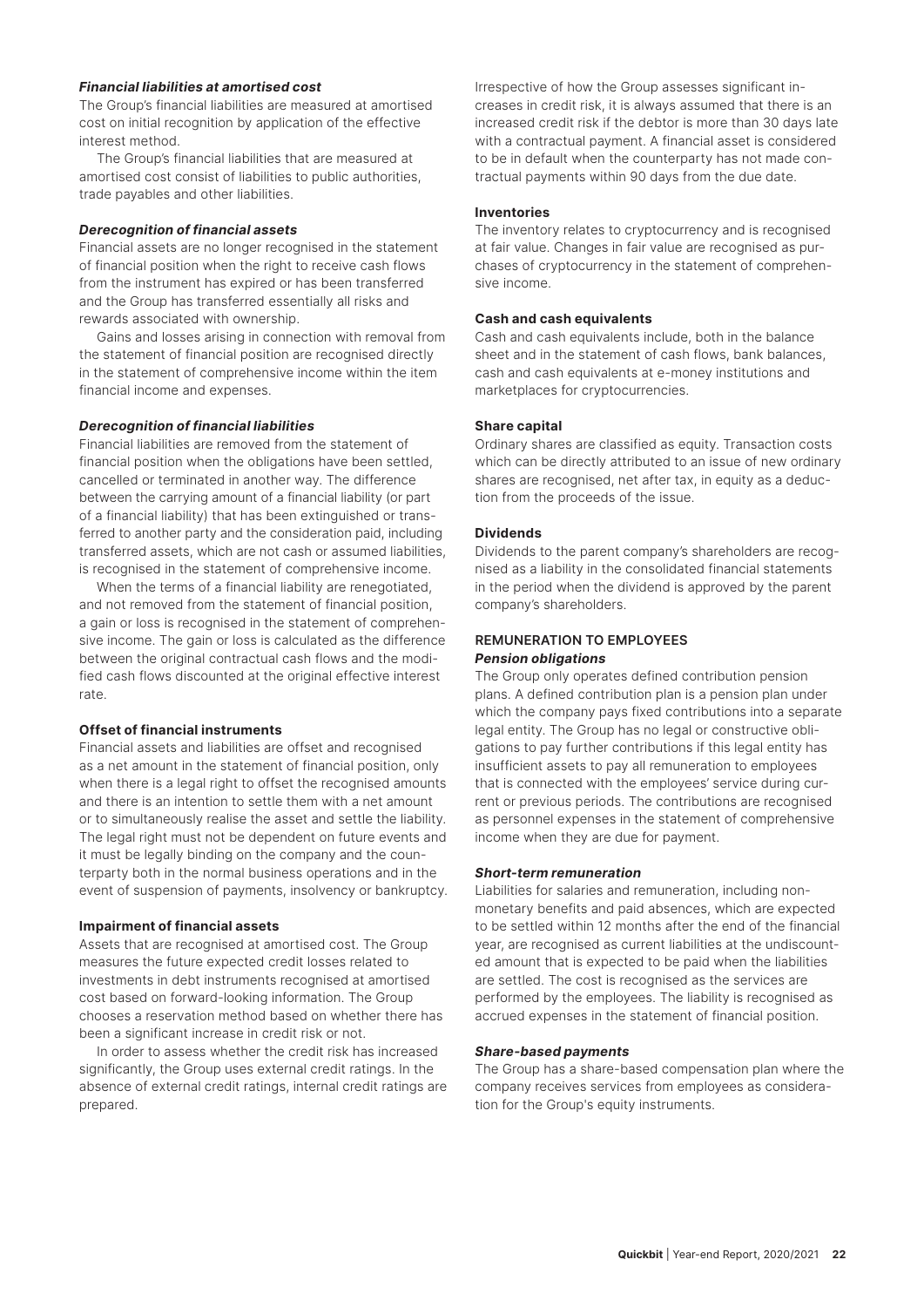***Financial liabilities at amortised cost***

The Group's financial liabilities are measured at amortised cost on initial recognition by application of the effective interest method.

The Group's financial liabilities that are measured at amortised cost consist of liabilities to public authorities, trade payables and other liabilities.

***Derecognition of financial assets***

Financial assets are no longer recognised in the statement of financial position when the right to receive cash flows from the instrument has expired or has been transferred and the Group has transferred essentially all risks and rewards associated with ownership.

Gains and losses arising in connection with removal from the statement of financial position are recognised directly in the statement of comprehensive income within the item financial income and expenses.

***Derecognition of financial liabilities***

Financial liabilities are removed from the statement of financial position when the obligations have been settled, cancelled or terminated in another way. The difference between the carrying amount of a financial liability (or part of a financial liability) that has been extinguished or transferred to another party and the consideration paid, including transferred assets, which are not cash or assumed liabilities, is recognised in the statement of comprehensive income.

When the terms of a financial liability are renegotiated, and not removed from the statement of financial position, a gain or loss is recognised in the statement of comprehensive income. The gain or loss is calculated as the difference between the original contractual cash flows and the modified cash flows discounted at the original effective interest rate.

**Offset of financial instruments**

Financial assets and liabilities are offset and recognised as a net amount in the statement of financial position, only when there is a legal right to offset the recognised amounts and there is an intention to settle them with a net amount or to simultaneously realise the asset and settle the liability. The legal right must not be dependent on future events and it must be legally binding on the company and the counterparty both in the normal business operations and in the event of suspension of payments, insolvency or bankruptcy.

**Impairment of financial assets**

Assets that are recognised at amortised cost. The Group measures the future expected credit losses related to investments in debt instruments recognised at amortised cost based on forward-looking information. The Group chooses a reservation method based on whether there has been a significant increase in credit risk or not.

In order to assess whether the credit risk has increased significantly, the Group uses external credit ratings. In the absence of external credit ratings, internal credit ratings are prepared.

Irrespective of how the Group assesses significant increases in credit risk, it is always assumed that there is an increased credit risk if the debtor is more than 30 days late with a contractual payment. A financial asset is considered to be in default when the counterparty has not made contractual payments within 90 days from the due date.

**Inventories**

The inventory relates to cryptocurrency and is recognised at fair value. Changes in fair value are recognised as purchases of cryptocurrency in the statement of comprehensive income.

**Cash and cash equivalents**

Cash and cash equivalents include, both in the balance sheet and in the statement of cash flows, bank balances, cash and cash equivalents at e-money institutions and marketplaces for cryptocurrencies.

**Share capital**

Ordinary shares are classified as equity. Transaction costs which can be directly attributed to an issue of new ordinary shares are recognised, net after tax, in equity as a deduction from the proceeds of the issue.

**Dividends**

Dividends to the parent company's shareholders are recognised as a liability in the consolidated financial statements in the period when the dividend is approved by the parent company's shareholders.

**REMUNERATION TO EMPLOYEES**

***Pension obligations***

The Group only operates defined contribution pension plans. A defined contribution plan is a pension plan under which the company pays fixed contributions into a separate legal entity. The Group has no legal or constructive obligations to pay further contributions if this legal entity has insufficient assets to pay all remuneration to employees that is connected with the employees' service during current or previous periods. The contributions are recognised as personnel expenses in the statement of comprehensive income when they are due for payment.

***Short-term remuneration***

Liabilities for salaries and remuneration, including non-monetary benefits and paid absences, which are expected to be settled within 12 months after the end of the financial year, are recognised as current liabilities at the undiscounted amount that is expected to be paid when the liabilities are settled. The cost is recognised as the services are performed by the employees. The liability is recognised as accrued expenses in the statement of financial position.

***Share-based payments***

The Group has a share-based compensation plan where the company receives services from employees as consideration for the Group's equity instruments.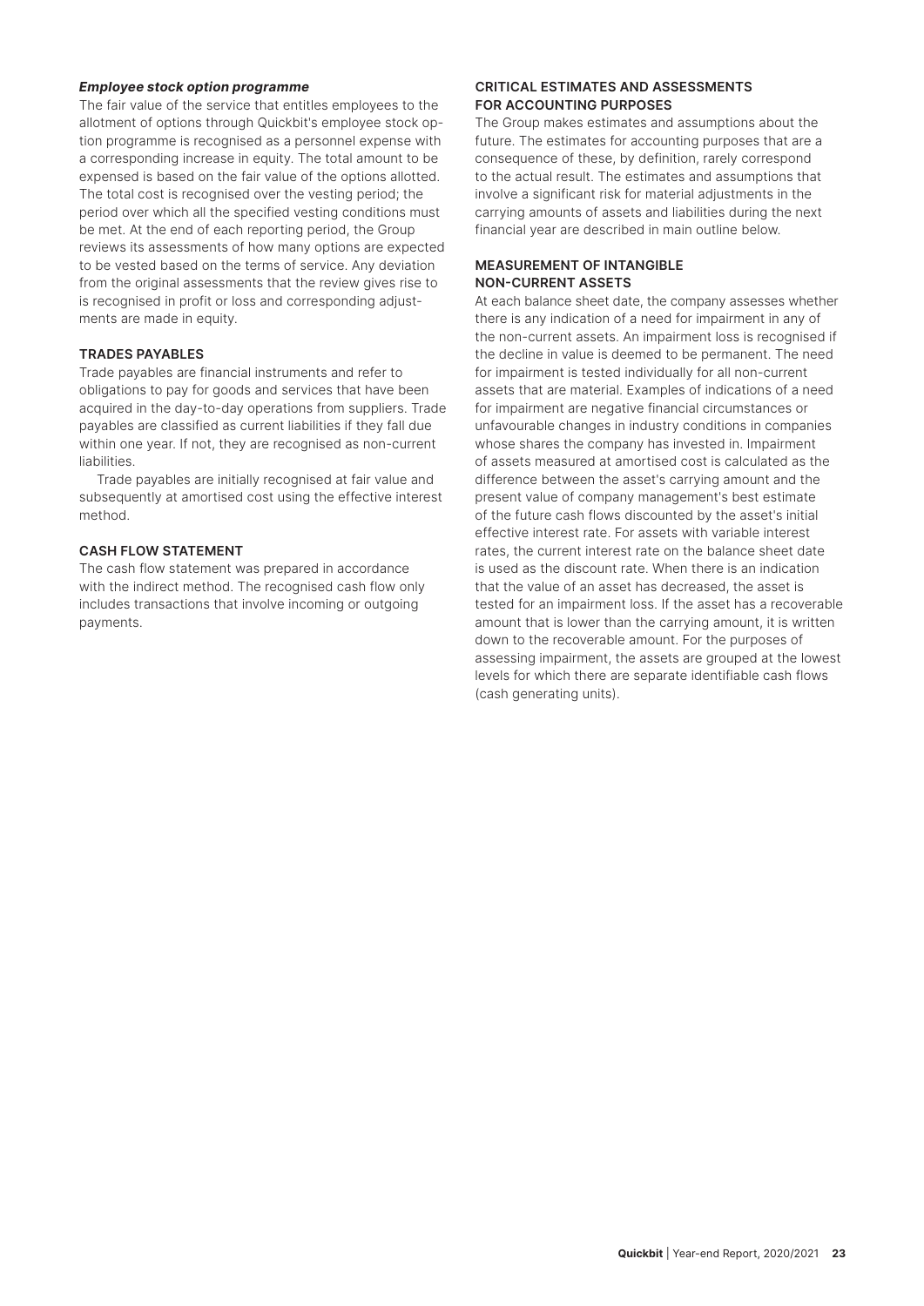***Employee stock option programme***

The fair value of the service that entitles employees to the allotment of options through Quickbit's employee stock option programme is recognised as a personnel expense with a corresponding increase in equity. The total amount to be expensed is based on the fair value of the options allotted. The total cost is recognised over the vesting period; the period over which all the specified vesting conditions must be met. At the end of each reporting period, the Group reviews its assessments of how many options are expected to be vested based on the terms of service. Any deviation from the original assessments that the review gives rise to is recognised in profit or loss and corresponding adjustments are made in equity.

### TRADES PAYABLES

Trade payables are financial instruments and refer to obligations to pay for goods and services that have been acquired in the day-to-day operations from suppliers. Trade payables are classified as current liabilities if they fall due within one year. If not, they are recognised as non-current liabilities.

Trade payables are initially recognised at fair value and subsequently at amortised cost using the effective interest method.

### CASH FLOW STATEMENT

The cash flow statement was prepared in accordance with the indirect method. The recognised cash flow only includes transactions that involve incoming or outgoing payments.

### CRITICAL ESTIMATES AND ASSESSMENTS FOR ACCOUNTING PURPOSES

The Group makes estimates and assumptions about the future. The estimates for accounting purposes that are a consequence of these, by definition, rarely correspond to the actual result. The estimates and assumptions that involve a significant risk for material adjustments in the carrying amounts of assets and liabilities during the next financial year are described in main outline below.

### MEASUREMENT OF INTANGIBLE NON-CURRENT ASSETS

At each balance sheet date, the company assesses whether there is any indication of a need for impairment in any of the non-current assets. An impairment loss is recognised if the decline in value is deemed to be permanent. The need for impairment is tested individually for all non-current assets that are material. Examples of indications of a need for impairment are negative financial circumstances or unfavourable changes in industry conditions in companies whose shares the company has invested in. Impairment of assets measured at amortised cost is calculated as the difference between the asset's carrying amount and the present value of company management's best estimate of the future cash flows discounted by the asset's initial effective interest rate. For assets with variable interest rates, the current interest rate on the balance sheet date is used as the discount rate. When there is an indication that the value of an asset has decreased, the asset is tested for an impairment loss. If the asset has a recoverable amount that is lower than the carrying amount, it is written down to the recoverable amount. For the purposes of assessing impairment, the assets are grouped at the lowest levels for which there are separate identifiable cash flows (cash generating units).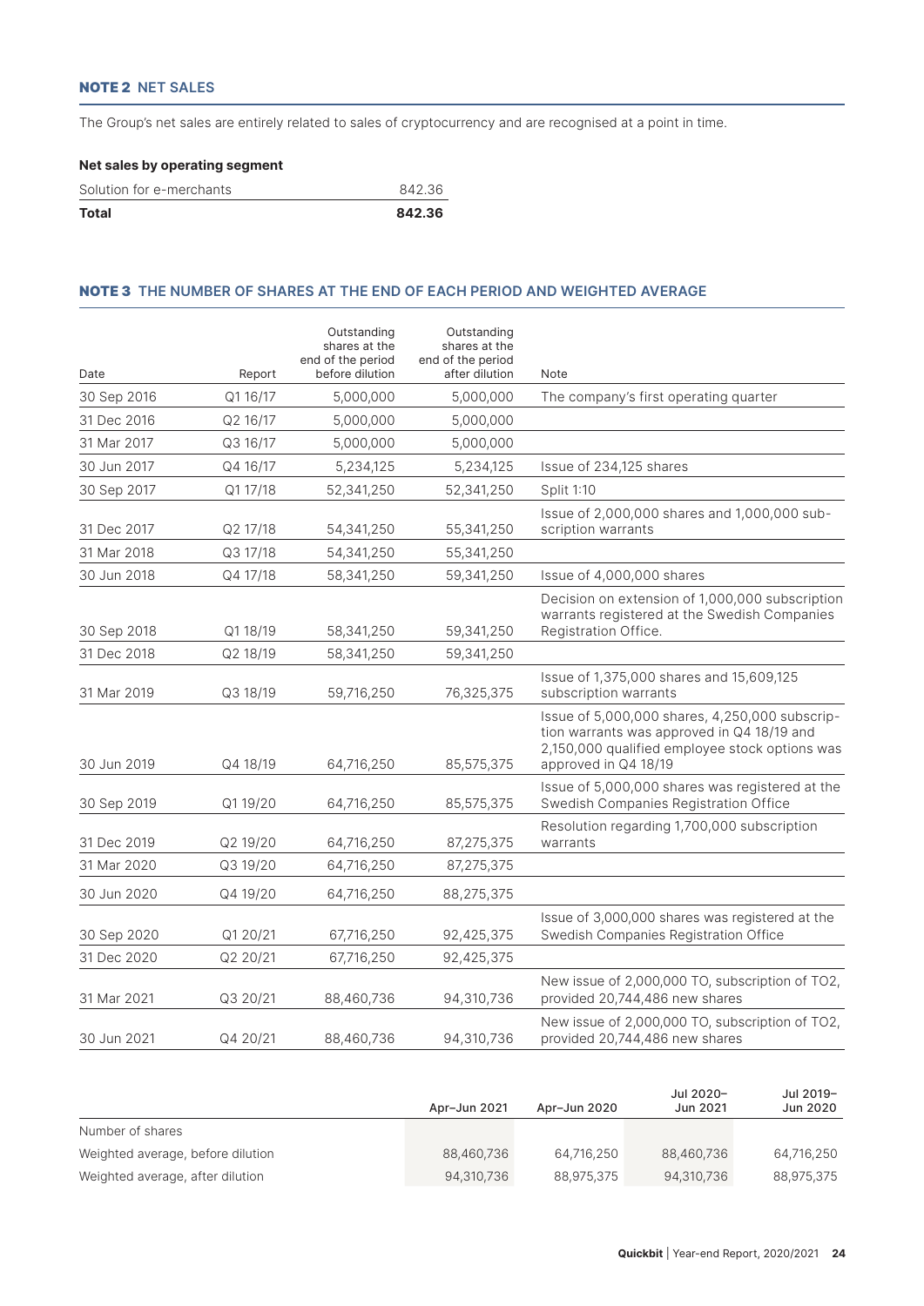## NOTE 2 NET SALES

The Group's net sales are entirely related to sales of cryptocurrency and are recognised at a point in time.

**Net sales by operating segment**

| | |
|---|---|
| Solution for e-merchants | 842.36 |
| **Total** | **842.36** |

## NOTE 3 THE NUMBER OF SHARES AT THE END OF EACH PERIOD AND WEIGHTED AVERAGE

| Date | Report | Outstanding shares at the end of the period before dilution | Outstanding shares at the end of the period after dilution | Note |
|---|---|---|---|---|
| 30 Sep 2016 | Q1 16/17 | 5,000,000 | 5,000,000 | The company's first operating quarter |
| 31 Dec 2016 | Q2 16/17 | 5,000,000 | 5,000,000 | |
| 31 Mar 2017 | Q3 16/17 | 5,000,000 | 5,000,000 | |
| 30 Jun 2017 | Q4 16/17 | 5,234,125 | 5,234,125 | Issue of 234,125 shares |
| 30 Sep 2017 | Q1 17/18 | 52,341,250 | 52,341,250 | Split 1:10 |
| 31 Dec 2017 | Q2 17/18 | 54,341,250 | 55,341,250 | Issue of 2,000,000 shares and 1,000,000 subscription warrants |
| 31 Mar 2018 | Q3 17/18 | 54,341,250 | 55,341,250 | |
| 30 Jun 2018 | Q4 17/18 | 58,341,250 | 59,341,250 | Issue of 4,000,000 shares |
| 30 Sep 2018 | Q1 18/19 | 58,341,250 | 59,341,250 | Decision on extension of 1,000,000 subscription warrants registered at the Swedish Companies Registration Office. |
| 31 Dec 2018 | Q2 18/19 | 58,341,250 | 59,341,250 | |
| 31 Mar 2019 | Q3 18/19 | 59,716,250 | 76,325,375 | Issue of 1,375,000 shares and 15,609,125 subscription warrants |
| 30 Jun 2019 | Q4 18/19 | 64,716,250 | 85,575,375 | Issue of 5,000,000 shares, 4,250,000 subscription warrants was approved in Q4 18/19 and 2,150,000 qualified employee stock options was approved in Q4 18/19 |
| 30 Sep 2019 | Q1 19/20 | 64,716,250 | 85,575,375 | Issue of 5,000,000 shares was registered at the Swedish Companies Registration Office |
| 31 Dec 2019 | Q2 19/20 | 64,716,250 | 87,275,375 | Resolution regarding 1,700,000 subscription warrants |
| 31 Mar 2020 | Q3 19/20 | 64,716,250 | 87,275,375 | |
| 30 Jun 2020 | Q4 19/20 | 64,716,250 | 88,275,375 | |
| 30 Sep 2020 | Q1 20/21 | 67,716,250 | 92,425,375 | Issue of 3,000,000 shares was registered at the Swedish Companies Registration Office |
| 31 Dec 2020 | Q2 20/21 | 67,716,250 | 92,425,375 | |
| 31 Mar 2021 | Q3 20/21 | 88,460,736 | 94,310,736 | New issue of 2,000,000 TO, subscription of TO2, provided 20,744,486 new shares |
| 30 Jun 2021 | Q4 20/21 | 88,460,736 | 94,310,736 | New issue of 2,000,000 TO, subscription of TO2, provided 20,744,486 new shares |

| | Apr–Jun 2021 | Apr–Jun 2020 | Jul 2020–Jun 2021 | Jul 2019–Jun 2020 |
|---|---|---|---|---|
| Number of shares | | | | |
| Weighted average, before dilution | 88,460,736 | 64,716,250 | 88,460,736 | 64,716,250 |
| Weighted average, after dilution | 94,310,736 | 88,975,375 | 94,310,736 | 88,975,375 |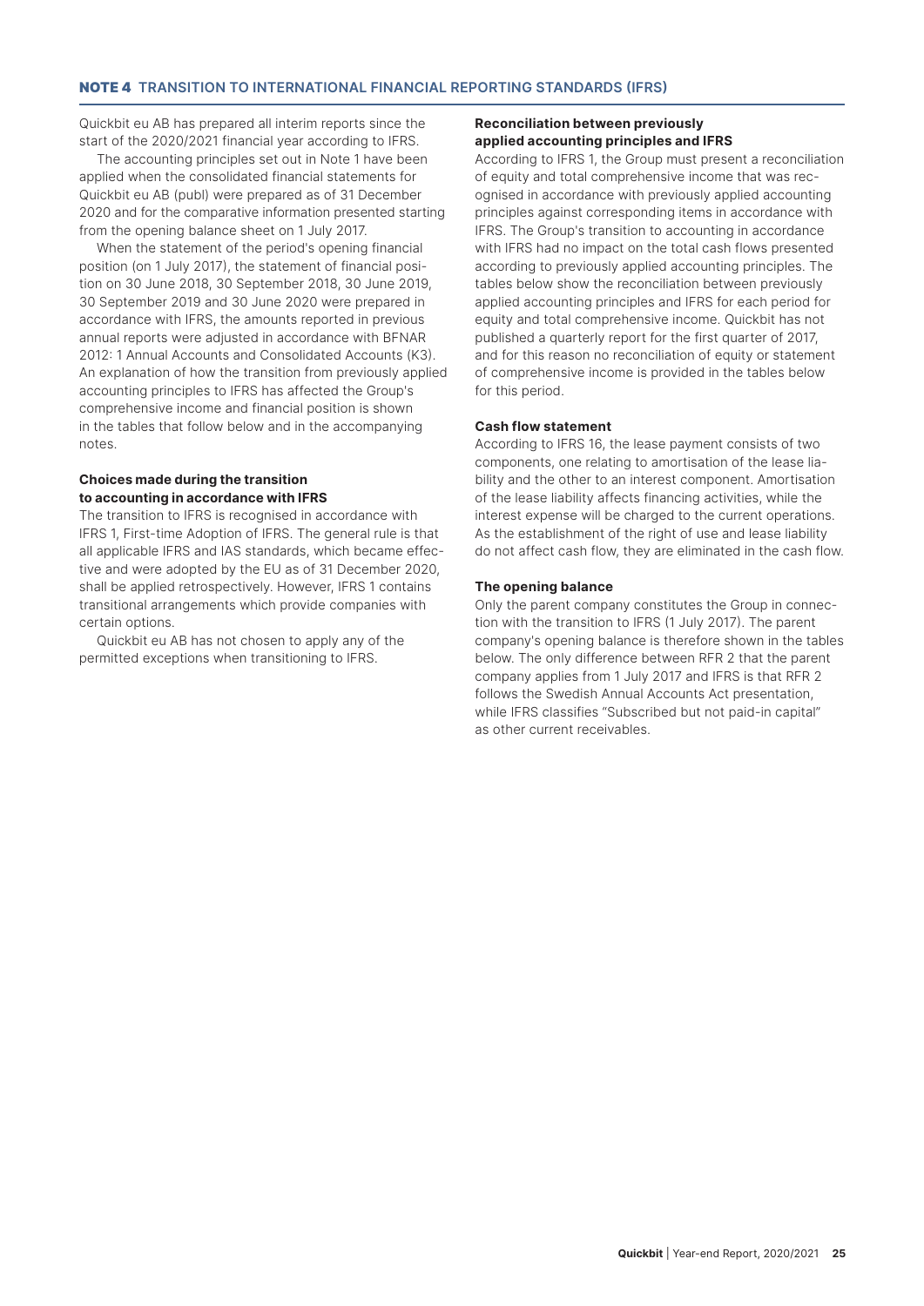## NOTE 4 TRANSITION TO INTERNATIONAL FINANCIAL REPORTING STANDARDS (IFRS)

Quickbit eu AB has prepared all interim reports since the start of the 2020/2021 financial year according to IFRS.

The accounting principles set out in Note 1 have been applied when the consolidated financial statements for Quickbit eu AB (publ) were prepared as of 31 December 2020 and for the comparative information presented starting from the opening balance sheet on 1 July 2017.

When the statement of the period's opening financial position (on 1 July 2017), the statement of financial position on 30 June 2018, 30 September 2018, 30 June 2019, 30 September 2019 and 30 June 2020 were prepared in accordance with IFRS, the amounts reported in previous annual reports were adjusted in accordance with BFNAR 2012: 1 Annual Accounts and Consolidated Accounts (K3). An explanation of how the transition from previously applied accounting principles to IFRS has affected the Group's comprehensive income and financial position is shown in the tables that follow below and in the accompanying notes.

**Choices made during the transition to accounting in accordance with IFRS**

The transition to IFRS is recognised in accordance with IFRS 1, First-time Adoption of IFRS. The general rule is that all applicable IFRS and IAS standards, which became effective and were adopted by the EU as of 31 December 2020, shall be applied retrospectively. However, IFRS 1 contains transitional arrangements which provide companies with certain options.

Quickbit eu AB has not chosen to apply any of the permitted exceptions when transitioning to IFRS.

**Reconciliation between previously applied accounting principles and IFRS**

According to IFRS 1, the Group must present a reconciliation of equity and total comprehensive income that was recognised in accordance with previously applied accounting principles against corresponding items in accordance with IFRS. The Group's transition to accounting in accordance with IFRS had no impact on the total cash flows presented according to previously applied accounting principles. The tables below show the reconciliation between previously applied accounting principles and IFRS for each period for equity and total comprehensive income. Quickbit has not published a quarterly report for the first quarter of 2017, and for this reason no reconciliation of equity or statement of comprehensive income is provided in the tables below for this period.

**Cash flow statement**

According to IFRS 16, the lease payment consists of two components, one relating to amortisation of the lease liability and the other to an interest component. Amortisation of the lease liability affects financing activities, while the interest expense will be charged to the current operations. As the establishment of the right of use and lease liability do not affect cash flow, they are eliminated in the cash flow.

**The opening balance**

Only the parent company constitutes the Group in connection with the transition to IFRS (1 July 2017). The parent company's opening balance is therefore shown in the tables below. The only difference between RFR 2 that the parent company applies from 1 July 2017 and IFRS is that RFR 2 follows the Swedish Annual Accounts Act presentation, while IFRS classifies "Subscribed but not paid-in capital" as other current receivables.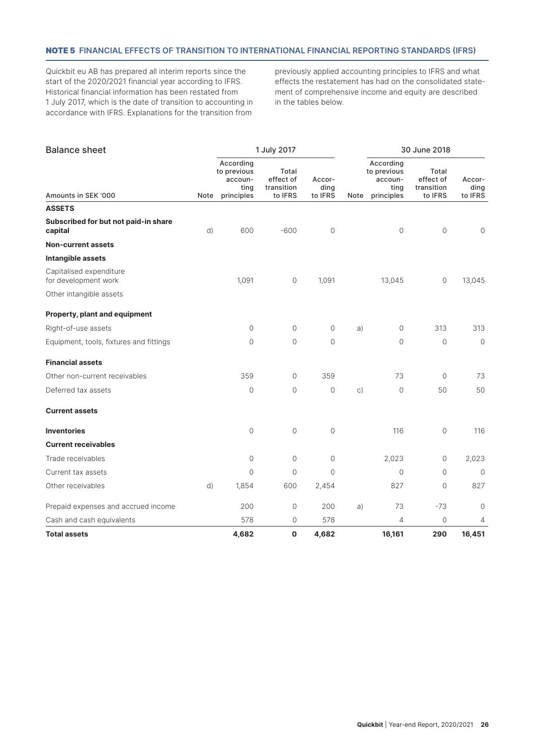## NOTE 5 FINANCIAL EFFECTS OF TRANSITION TO INTERNATIONAL FINANCIAL REPORTING STANDARDS (IFRS)

Quickbit eu AB has prepared all interim reports since the start of the 2020/2021 financial year according to IFRS. Historical financial information has been restated from 1 July 2017, which is the date of transition to accounting in accordance with IFRS. Explanations for the transition from previously applied accounting principles to IFRS and what effects the restatement has had on the consolidated statement of comprehensive income and equity are described in the tables below.

| Balance sheet | | 1 July 2017 | | | | 30 June 2018 | | |
|---|---|---|---|---|---|---|---|---|
| Amounts in SEK '000 | Note | According to previous accounting principles | Total effect of transition to IFRS | According to IFRS | Note | According to previous accounting principles | Total effect of transition to IFRS | According to IFRS |
| **ASSETS** | | | | | | | | |
| **Subscribed for but not paid-in share capital** | d) | 600 | -600 | 0 | | 0 | 0 | 0 |
| **Non-current assets** | | | | | | | | |
| **Intangible assets** | | | | | | | | |
| Capitalised expenditure for development work | | 1,091 | 0 | 1,091 | | 13,045 | 0 | 13,045 |
| Other intangible assets | | | | | | | | |
| **Property, plant and equipment** | | | | | | | | |
| Right-of-use assets | | 0 | 0 | 0 | a) | 0 | 313 | 313 |
| Equipment, tools, fixtures and fittings | | 0 | 0 | 0 | | 0 | 0 | 0 |
| **Financial assets** | | | | | | | | |
| Other non-current receivables | | 359 | 0 | 359 | | 73 | 0 | 73 |
| Deferred tax assets | | 0 | 0 | 0 | c) | 0 | 50 | 50 |
| **Current assets** | | | | | | | | |
| **Inventories** | | 0 | 0 | 0 | | 116 | 0 | 116 |
| **Current receivables** | | | | | | | | |
| Trade receivables | | 0 | 0 | 0 | | 2,023 | 0 | 2,023 |
| Current tax assets | | 0 | 0 | 0 | | 0 | 0 | 0 |
| Other receivables | d) | 1,854 | 600 | 2,454 | | 827 | 0 | 827 |
| Prepaid expenses and accrued income | | 200 | 0 | 200 | a) | 73 | -73 | 0 |
| Cash and cash equivalents | | 578 | 0 | 578 | | 4 | 0 | 4 |
| **Total assets** | | **4,682** | **0** | **4,682** | | **16,161** | **290** | **16,451** |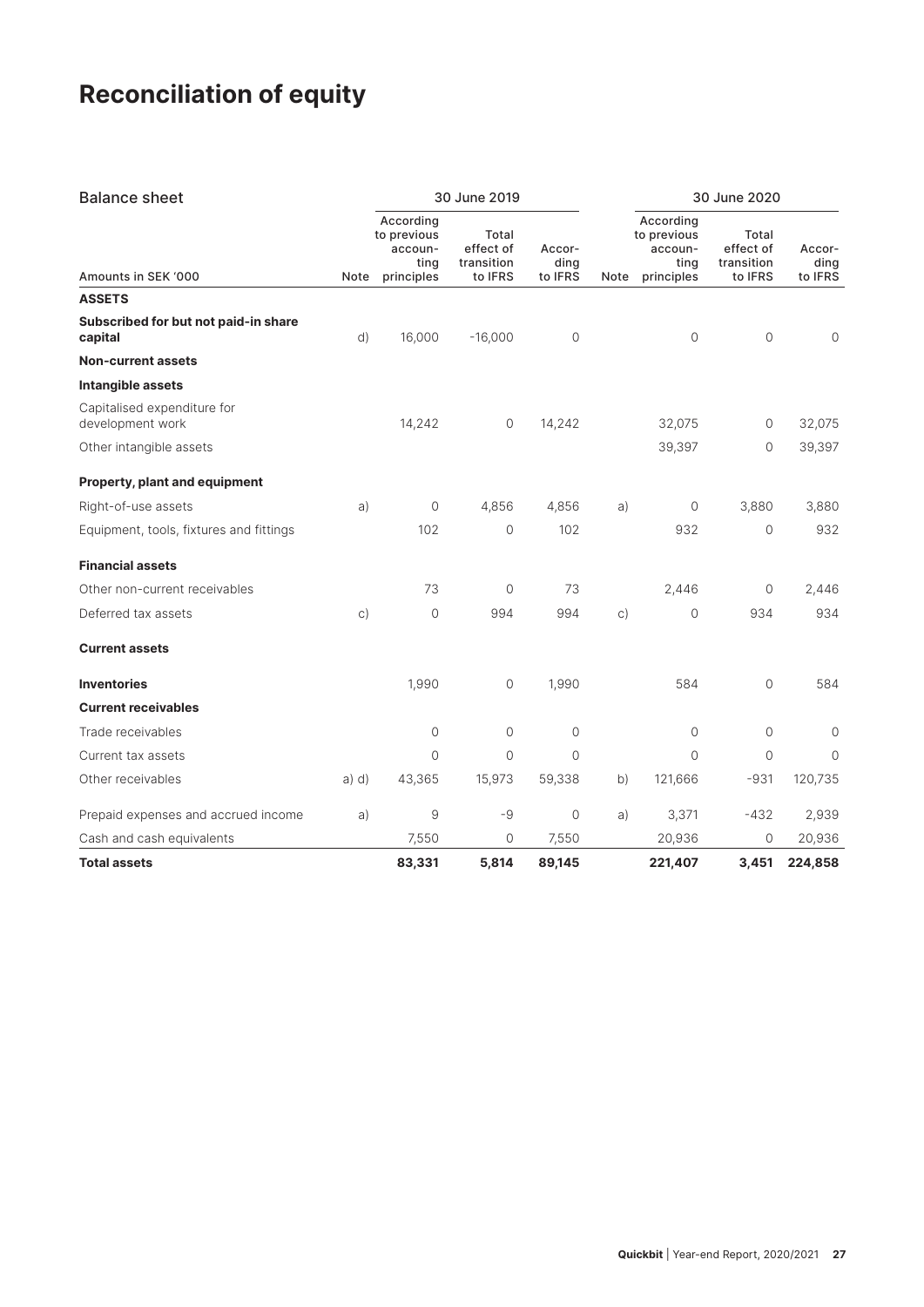# Reconciliation of equity

| Balance sheet | | 30 June 2019 | | | | 30 June 2020 | | |
|---|---|---|---|---|---|---|---|---|
| Amounts in SEK '000 | Note | According to previous accounting principles | Total effect of transition to IFRS | According to IFRS | Note | According to previous accounting principles | Total effect of transition to IFRS | According to IFRS |
| **ASSETS** | | | | | | | | |
| **Subscribed for but not paid-in share capital** | d) | 16,000 | -16,000 | 0 | | 0 | 0 | 0 |
| **Non-current assets** | | | | | | | | |
| **Intangible assets** | | | | | | | | |
| Capitalised expenditure for development work | | 14,242 | 0 | 14,242 | | 32,075 | 0 | 32,075 |
| Other intangible assets | | | | | | 39,397 | 0 | 39,397 |
| **Property, plant and equipment** | | | | | | | | |
| Right-of-use assets | a) | 0 | 4,856 | 4,856 | a) | 0 | 3,880 | 3,880 |
| Equipment, tools, fixtures and fittings | | 102 | 0 | 102 | | 932 | 0 | 932 |
| **Financial assets** | | | | | | | | |
| Other non-current receivables | | 73 | 0 | 73 | | 2,446 | 0 | 2,446 |
| Deferred tax assets | c) | 0 | 994 | 994 | c) | 0 | 934 | 934 |
| **Current assets** | | | | | | | | |
| **Inventories** | | 1,990 | 0 | 1,990 | | 584 | 0 | 584 |
| **Current receivables** | | | | | | | | |
| Trade receivables | | 0 | 0 | 0 | | 0 | 0 | 0 |
| Current tax assets | | 0 | 0 | 0 | | 0 | 0 | 0 |
| Other receivables | a) d) | 43,365 | 15,973 | 59,338 | b) | 121,666 | -931 | 120,735 |
| Prepaid expenses and accrued income | a) | 9 | -9 | 0 | a) | 3,371 | -432 | 2,939 |
| Cash and cash equivalents | | 7,550 | 0 | 7,550 | | 20,936 | 0 | 20,936 |
| **Total assets** | | **83,331** | **5,814** | **89,145** | | **221,407** | **3,451** | **224,858** |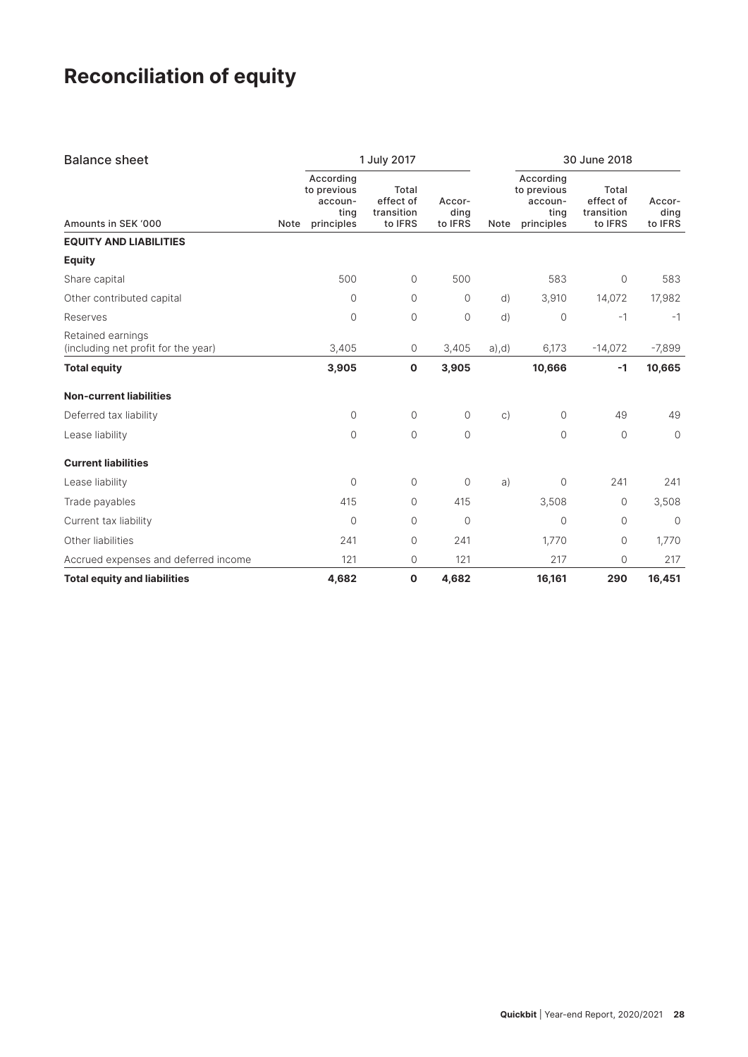# Reconciliation of equity

| Balance sheet | | 1 July 2017 | | | | 30 June 2018 | | |
|---|---|---|---|---|---|---|---|---|
| Amounts in SEK '000 | Note | According to previous accounting principles | Total effect of transition to IFRS | According to IFRS | Note | According to previous accounting principles | Total effect of transition to IFRS | According to IFRS |
| **EQUITY AND LIABILITIES** | | | | | | | | |
| **Equity** | | | | | | | | |
| Share capital | | 500 | 0 | 500 | | 583 | 0 | 583 |
| Other contributed capital | | 0 | 0 | 0 | d) | 3,910 | 14,072 | 17,982 |
| Reserves | | 0 | 0 | 0 | d) | 0 | -1 | -1 |
| Retained earnings (including net profit for the year) | | 3,405 | 0 | 3,405 | a),d) | 6,173 | -14,072 | -7,899 |
| **Total equity** | | **3,905** | **0** | **3,905** | | **10,666** | **-1** | **10,665** |
| **Non-current liabilities** | | | | | | | | |
| Deferred tax liability | | 0 | 0 | 0 | c) | 0 | 49 | 49 |
| Lease liability | | 0 | 0 | 0 | | 0 | 0 | 0 |
| **Current liabilities** | | | | | | | | |
| Lease liability | | 0 | 0 | 0 | a) | 0 | 241 | 241 |
| Trade payables | | 415 | 0 | 415 | | 3,508 | 0 | 3,508 |
| Current tax liability | | 0 | 0 | 0 | | 0 | 0 | 0 |
| Other liabilities | | 241 | 0 | 241 | | 1,770 | 0 | 1,770 |
| Accrued expenses and deferred income | | 121 | 0 | 121 | | 217 | 0 | 217 |
| **Total equity and liabilities** | | **4,682** | **0** | **4,682** | | **16,161** | **290** | **16,451** |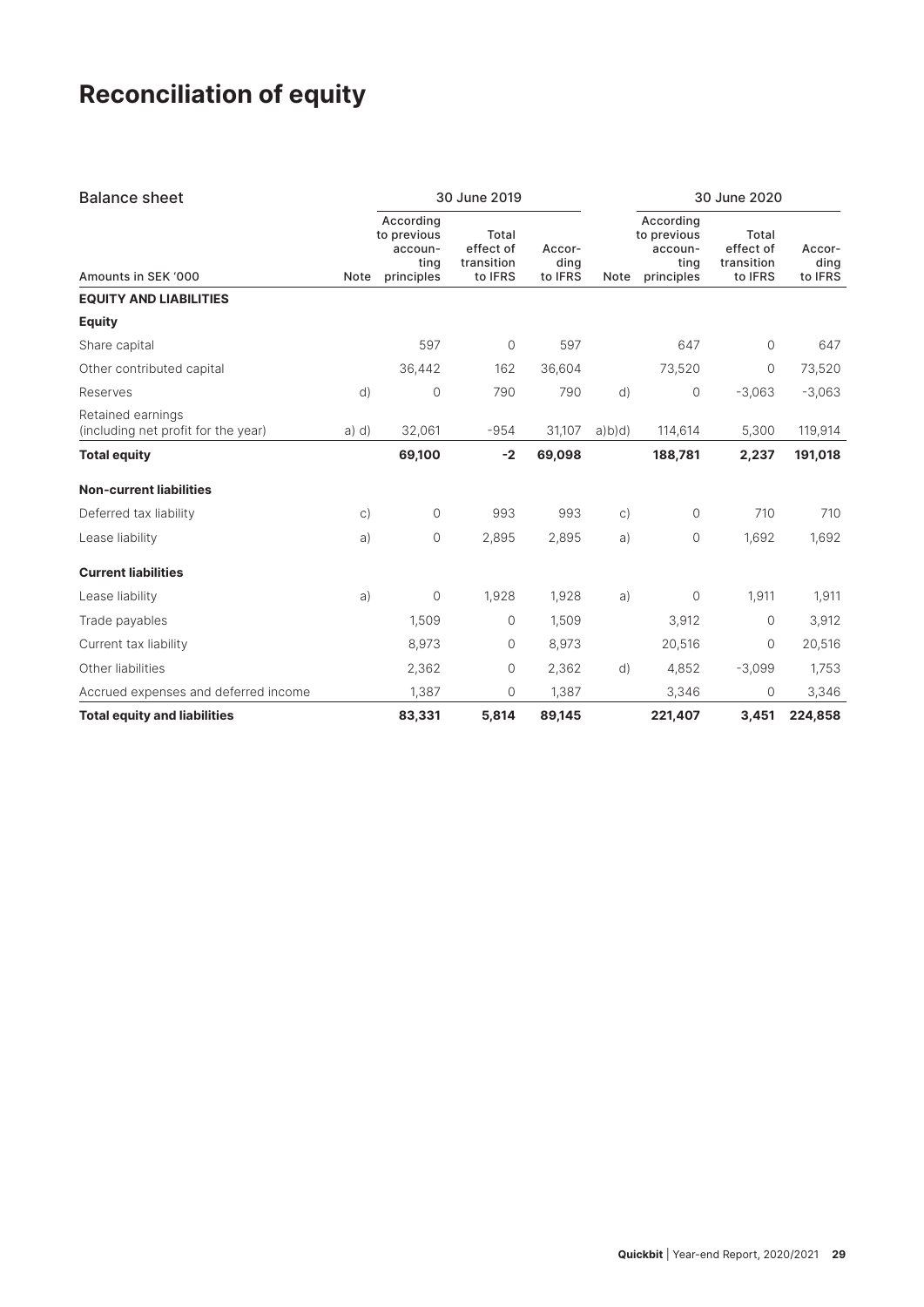# Reconciliation of equity

| Balance sheet | | 30 June 2019 | | | | 30 June 2020 | | |
|---|---|---|---|---|---|---|---|---|
| Amounts in SEK '000 | Note | According to previous accounting principles | Total effect of transition to IFRS | According to IFRS | Note | According to previous accounting principles | Total effect of transition to IFRS | According to IFRS |
| **EQUITY AND LIABILITIES** | | | | | | | | |
| **Equity** | | | | | | | | |
| Share capital | | 597 | 0 | 597 | | 647 | 0 | 647 |
| Other contributed capital | | 36,442 | 162 | 36,604 | | 73,520 | 0 | 73,520 |
| Reserves | d) | 0 | 790 | 790 | d) | 0 | -3,063 | -3,063 |
| Retained earnings (including net profit for the year) | a) d) | 32,061 | -954 | 31,107 | a)b)d) | 114,614 | 5,300 | 119,914 |
| **Total equity** | | **69,100** | **-2** | **69,098** | | **188,781** | **2,237** | **191,018** |
| **Non-current liabilities** | | | | | | | | |
| Deferred tax liability | c) | 0 | 993 | 993 | c) | 0 | 710 | 710 |
| Lease liability | a) | 0 | 2,895 | 2,895 | a) | 0 | 1,692 | 1,692 |
| **Current liabilities** | | | | | | | | |
| Lease liability | a) | 0 | 1,928 | 1,928 | a) | 0 | 1,911 | 1,911 |
| Trade payables | | 1,509 | 0 | 1,509 | | 3,912 | 0 | 3,912 |
| Current tax liability | | 8,973 | 0 | 8,973 | | 20,516 | 0 | 20,516 |
| Other liabilities | | 2,362 | 0 | 2,362 | d) | 4,852 | -3,099 | 1,753 |
| Accrued expenses and deferred income | | 1,387 | 0 | 1,387 | | 3,346 | 0 | 3,346 |
| **Total equity and liabilities** | | **83,331** | **5,814** | **89,145** | | **221,407** | **3,451** | **224,858** |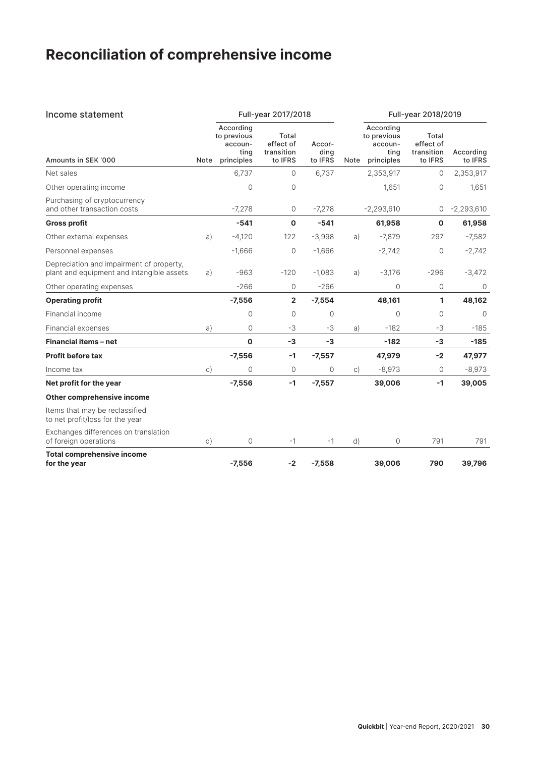# Reconciliation of comprehensive income

| Income statement | | Full-year 2017/2018 | | | | Full-year 2018/2019 | | |
|---|---|---|---|---|---|---|---|---|
| Amounts in SEK '000 | Note | According to previous accounting principles | Total effect of transition to IFRS | According to IFRS | Note | According to previous accounting principles | Total effect of transition to IFRS | According to IFRS |
| Net sales | | 6,737 | 0 | 6,737 | | 2,353,917 | 0 | 2,353,917 |
| Other operating income | | 0 | 0 | | | 1,651 | 0 | 1,651 |
| Purchasing of cryptocurrency and other transaction costs | | -7,278 | 0 | -7,278 | | -2,293,610 | 0 | -2,293,610 |
| **Gross profit** | | **-541** | **0** | **-541** | | **61,958** | **0** | **61,958** |
| Other external expenses | a) | -4,120 | 122 | -3,998 | a) | -7,879 | 297 | -7,582 |
| Personnel expenses | | -1,666 | 0 | -1,666 | | -2,742 | 0 | -2,742 |
| Depreciation and impairment of property, plant and equipment and intangible assets | a) | -963 | -120 | -1,083 | a) | -3,176 | -296 | -3,472 |
| Other operating expenses | | -266 | 0 | -266 | | 0 | 0 | 0 |
| **Operating profit** | | **-7,556** | **2** | **-7,554** | | **48,161** | **1** | **48,162** |
| Financial income | | 0 | 0 | 0 | | 0 | 0 | 0 |
| Financial expenses | a) | 0 | -3 | -3 | a) | -182 | -3 | -185 |
| **Financial items – net** | | **0** | **-3** | **-3** | | **-182** | **-3** | **-185** |
| **Profit before tax** | | **-7,556** | **-1** | **-7,557** | | **47,979** | **-2** | **47,977** |
| Income tax | c) | 0 | 0 | 0 | c) | -8,973 | 0 | -8,973 |
| **Net profit for the year** | | **-7,556** | **-1** | **-7,557** | | **39,006** | **-1** | **39,005** |
| **Other comprehensive income** | | | | | | | | |
| Items that may be reclassified to net profit/loss for the year | | | | | | | | |
| Exchanges differences on translation of foreign operations | d) | 0 | -1 | -1 | d) | 0 | 791 | 791 |
| **Total comprehensive income for the year** | | **-7,556** | **-2** | **-7,558** | | **39,006** | **790** | **39,796** |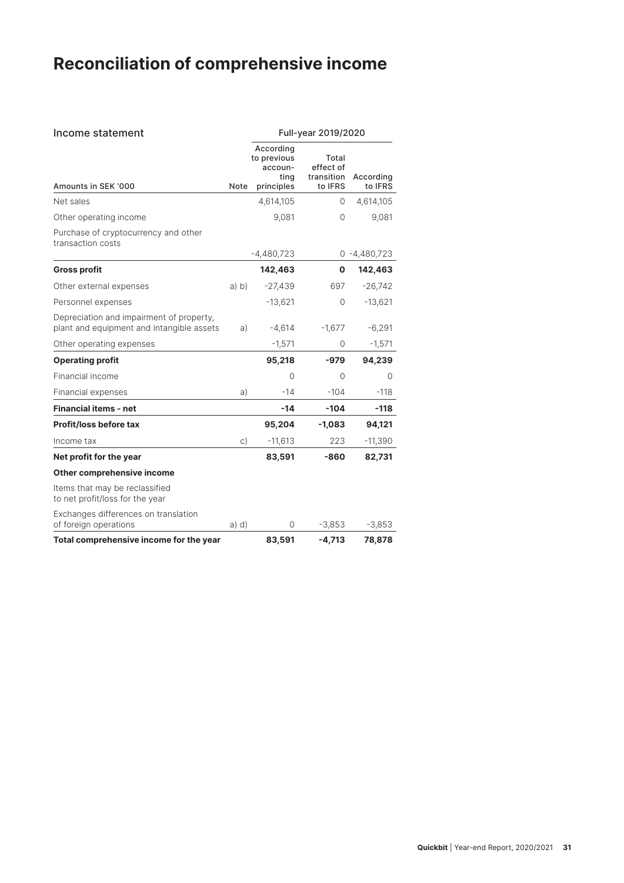# Reconciliation of comprehensive income

| Income statement | | Full-year 2019/2020 | | |
|---|---|---|---|---|
| Amounts in SEK '000 | Note | According to previous accounting principles | Total effect of transition to IFRS | According to IFRS |
| Net sales | | 4,614,105 | 0 | 4,614,105 |
| Other operating income | | 9,081 | 0 | 9,081 |
| Purchase of cryptocurrency and other transaction costs | | -4,480,723 | 0 | -4,480,723 |
| **Gross profit** | | **142,463** | **0** | **142,463** |
| Other external expenses | a) b) | -27,439 | 697 | -26,742 |
| Personnel expenses | | -13,621 | 0 | -13,621 |
| Depreciation and impairment of property, plant and equipment and intangible assets | a) | -4,614 | -1,677 | -6,291 |
| Other operating expenses | | -1,571 | 0 | -1,571 |
| **Operating profit** | | **95,218** | **-979** | **94,239** |
| Financial income | | 0 | 0 | 0 |
| Financial expenses | a) | -14 | -104 | -118 |
| **Financial items - net** | | **-14** | **-104** | **-118** |
| **Profit/loss before tax** | | **95,204** | **-1,083** | **94,121** |
| Income tax | c) | -11,613 | 223 | -11,390 |
| **Net profit for the year** | | **83,591** | **-860** | **82,731** |
| **Other comprehensive income** | | | | |
| Items that may be reclassified to net profit/loss for the year | | | | |
| Exchanges differences on translation of foreign operations | a) d) | 0 | -3,853 | -3,853 |
| **Total comprehensive income for the year** | | **83,591** | **-4,713** | **78,878** |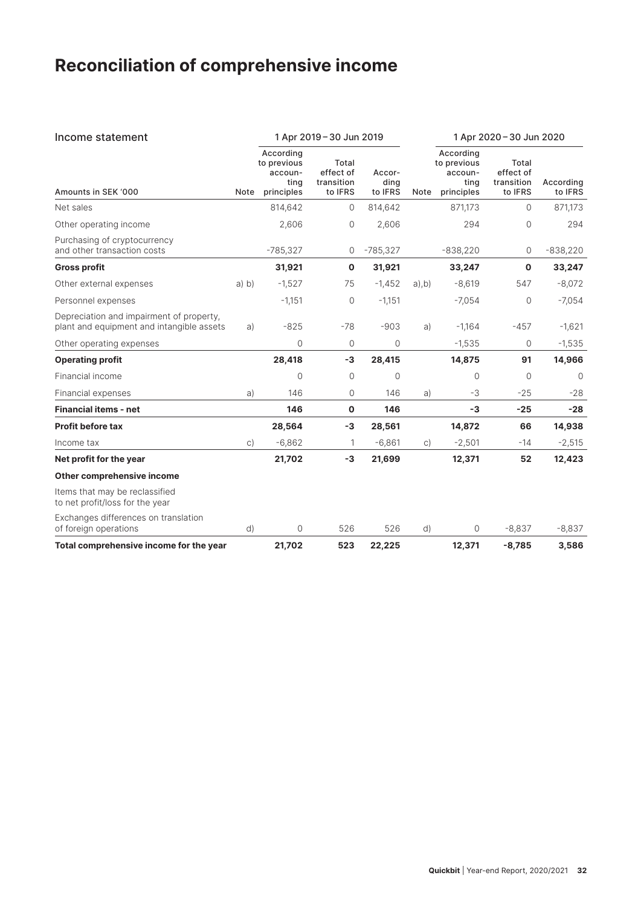# Reconciliation of comprehensive income

| Income statement | | 1 Apr 2019 – 30 Jun 2019 | | | | 1 Apr 2020 – 30 Jun 2020 | | |
|---|---|---|---|---|---|---|---|---|
| Amounts in SEK '000 | Note | According to previous accounting principles | Total effect of transition to IFRS | According to IFRS | Note | According to previous accounting principles | Total effect of transition to IFRS | According to IFRS |
| Net sales | | 814,642 | 0 | 814,642 | | 871,173 | 0 | 871,173 |
| Other operating income | | 2,606 | 0 | 2,606 | | 294 | 0 | 294 |
| Purchasing of cryptocurrency and other transaction costs | | -785,327 | 0 | -785,327 | | -838,220 | 0 | -838,220 |
| **Gross profit** | | **31,921** | **0** | **31,921** | | **33,247** | **0** | **33,247** |
| Other external expenses | a) b) | -1,527 | 75 | -1,452 | a),b) | -8,619 | 547 | -8,072 |
| Personnel expenses | | -1,151 | 0 | -1,151 | | -7,054 | 0 | -7,054 |
| Depreciation and impairment of property, plant and equipment and intangible assets | a) | -825 | -78 | -903 | a) | -1,164 | -457 | -1,621 |
| Other operating expenses | | 0 | 0 | 0 | | -1,535 | 0 | -1,535 |
| **Operating profit** | | **28,418** | **-3** | **28,415** | | **14,875** | **91** | **14,966** |
| Financial income | | 0 | 0 | 0 | | 0 | 0 | 0 |
| Financial expenses | a) | 146 | 0 | 146 | a) | -3 | -25 | -28 |
| **Financial items - net** | | **146** | **0** | **146** | | **-3** | **-25** | **-28** |
| **Profit before tax** | | **28,564** | **-3** | **28,561** | | **14,872** | **66** | **14,938** |
| Income tax | c) | -6,862 | 1 | -6,861 | c) | -2,501 | -14 | -2,515 |
| **Net profit for the year** | | **21,702** | **-3** | **21,699** | | **12,371** | **52** | **12,423** |
| **Other comprehensive income** | | | | | | | | |
| Items that may be reclassified to net profit/loss for the year | | | | | | | | |
| Exchanges differences on translation of foreign operations | d) | 0 | 526 | 526 | d) | 0 | -8,837 | -8,837 |
| **Total comprehensive income for the year** | | **21,702** | **523** | **22,225** | | **12,371** | **-8,785** | **3,586** |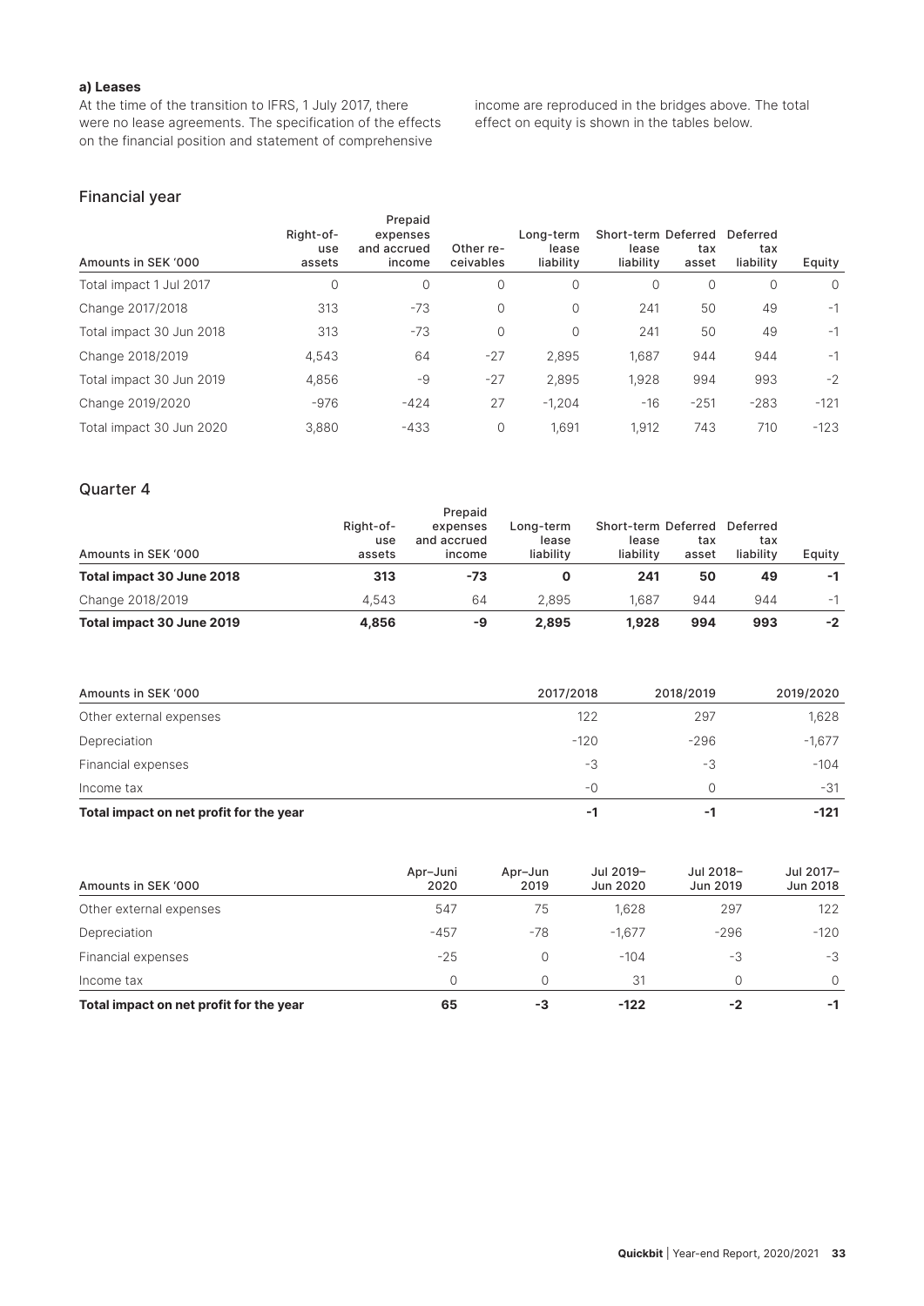**a) Leases**

At the time of the transition to IFRS, 1 July 2017, there were no lease agreements. The specification of the effects on the financial position and statement of comprehensive income are reproduced in the bridges above. The total effect on equity is shown in the tables below.

## Financial year

| Amounts in SEK '000 | Right-of-use assets | Prepaid expenses and accrued income | Other re-ceivables | Long-term lease liability | Short-term lease liability | Deferred tax asset | Deferred tax liability | Equity |
|---|---|---|---|---|---|---|---|---|
| Total impact 1 Jul 2017 | 0 | 0 | 0 | 0 | 0 | 0 | 0 | 0 |
| Change 2017/2018 | 313 | -73 | 0 | 0 | 241 | 50 | 49 | -1 |
| Total impact 30 Jun 2018 | 313 | -73 | 0 | 0 | 241 | 50 | 49 | -1 |
| Change 2018/2019 | 4,543 | 64 | -27 | 2,895 | 1,687 | 944 | 944 | -1 |
| Total impact 30 Jun 2019 | 4,856 | -9 | -27 | 2,895 | 1,928 | 994 | 993 | -2 |
| Change 2019/2020 | -976 | -424 | 27 | -1,204 | -16 | -251 | -283 | -121 |
| Total impact 30 Jun 2020 | 3,880 | -433 | 0 | 1,691 | 1,912 | 743 | 710 | -123 |

## Quarter 4

| Amounts in SEK '000 | Right-of-use assets | Prepaid expenses and accrued income | Long-term lease liability | Short-term lease liability | Deferred tax asset | Deferred tax liability | Equity |
|---|---|---|---|---|---|---|---|
| **Total impact 30 June 2018** | **313** | **-73** | **0** | **241** | **50** | **49** | **-1** |
| Change 2018/2019 | 4,543 | 64 | 2,895 | 1,687 | 944 | 944 | -1 |
| **Total impact 30 June 2019** | **4,856** | **-9** | **2,895** | **1,928** | **994** | **993** | **-2** |

| Amounts in SEK '000 | 2017/2018 | 2018/2019 | 2019/2020 |
|---|---|---|---|
| Other external expenses | 122 | 297 | 1,628 |
| Depreciation | -120 | -296 | -1,677 |
| Financial expenses | -3 | -3 | -104 |
| Income tax | -0 | 0 | -31 |
| **Total impact on net profit for the year** | **-1** | **-1** | **-121** |

| Amounts in SEK '000 | Apr–Juni 2020 | Apr–Jun 2019 | Jul 2019–Jun 2020 | Jul 2018–Jun 2019 | Jul 2017–Jun 2018 |
|---|---|---|---|---|---|
| Other external expenses | 547 | 75 | 1,628 | 297 | 122 |
| Depreciation | -457 | -78 | -1,677 | -296 | -120 |
| Financial expenses | -25 | 0 | -104 | -3 | -3 |
| Income tax | 0 | 0 | 31 | 0 | 0 |
| **Total impact on net profit for the year** | **65** | **-3** | **-122** | **-2** | **-1** |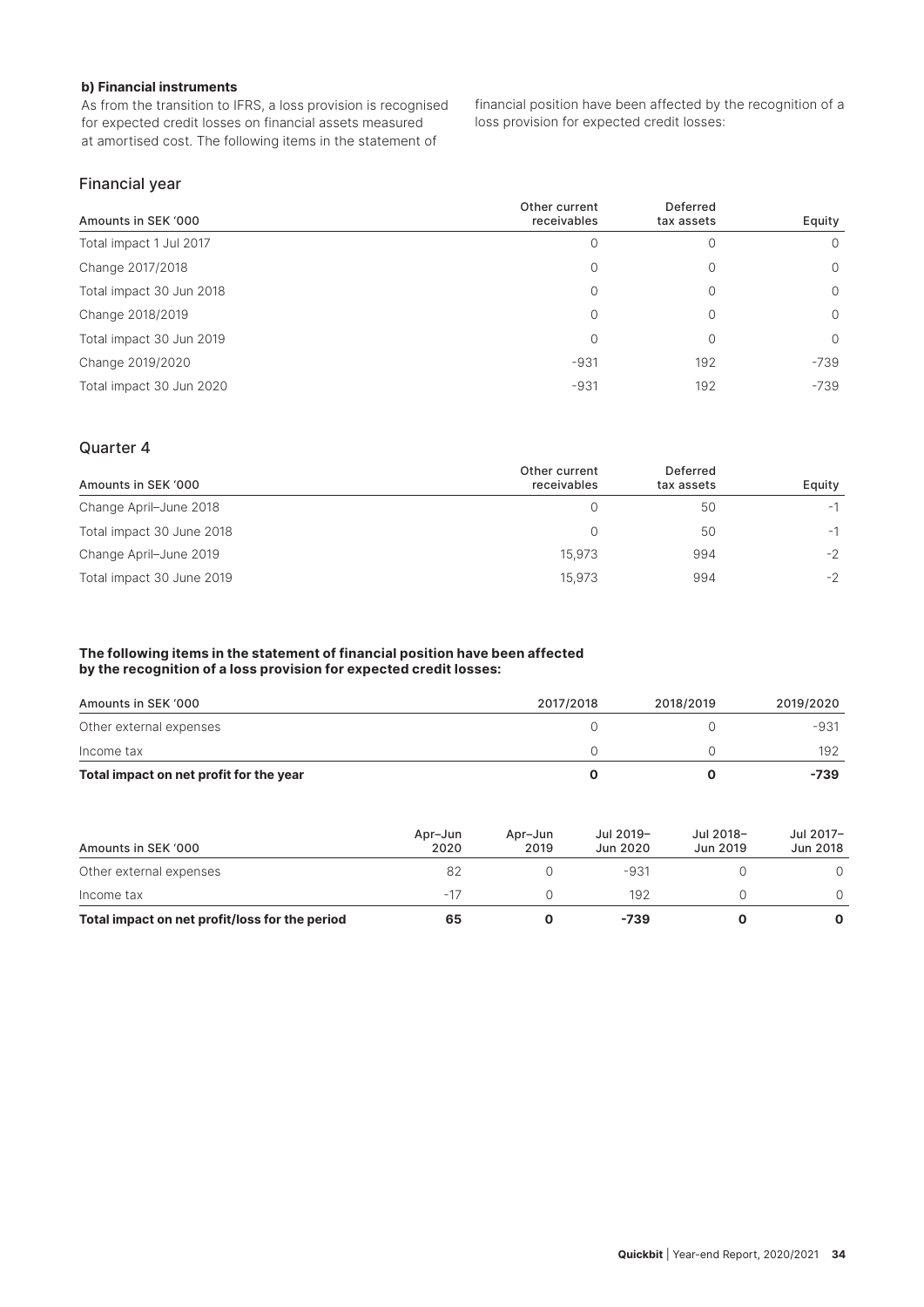**b) Financial instruments**

As from the transition to IFRS, a loss provision is recognised for expected credit losses on financial assets measured at amortised cost. The following items in the statement of financial position have been affected by the recognition of a loss provision for expected credit losses:

## Financial year

| Amounts in SEK '000 | Other current receivables | Deferred tax assets | Equity |
|---|---|---|---|
| Total impact 1 Jul 2017 | 0 | 0 | 0 |
| Change 2017/2018 | 0 | 0 | 0 |
| Total impact 30 Jun 2018 | 0 | 0 | 0 |
| Change 2018/2019 | 0 | 0 | 0 |
| Total impact 30 Jun 2019 | 0 | 0 | 0 |
| Change 2019/2020 | -931 | 192 | -739 |
| Total impact 30 Jun 2020 | -931 | 192 | -739 |

## Quarter 4

| Amounts in SEK '000 | Other current receivables | Deferred tax assets | Equity |
|---|---|---|---|
| Change April–June 2018 | 0 | 50 | -1 |
| Total impact 30 June 2018 | 0 | 50 | -1 |
| Change April–June 2019 | 15,973 | 994 | -2 |
| Total impact 30 June 2019 | 15,973 | 994 | -2 |

**The following items in the statement of financial position have been affected by the recognition of a loss provision for expected credit losses:**

| Amounts in SEK '000 | 2017/2018 | 2018/2019 | 2019/2020 |
|---|---|---|---|
| Other external expenses | 0 | 0 | -931 |
| Income tax | 0 | 0 | 192 |
| **Total impact on net profit for the year** | **0** | **0** | **-739** |

| Amounts in SEK '000 | Apr–Jun 2020 | Apr–Jun 2019 | Jul 2019–Jun 2020 | Jul 2018–Jun 2019 | Jul 2017–Jun 2018 |
|---|---|---|---|---|---|
| Other external expenses | 82 | 0 | -931 | 0 | 0 |
| Income tax | -17 | 0 | 192 | 0 | 0 |
| **Total impact on net profit/loss for the period** | **65** | **0** | **-739** | **0** | **0** |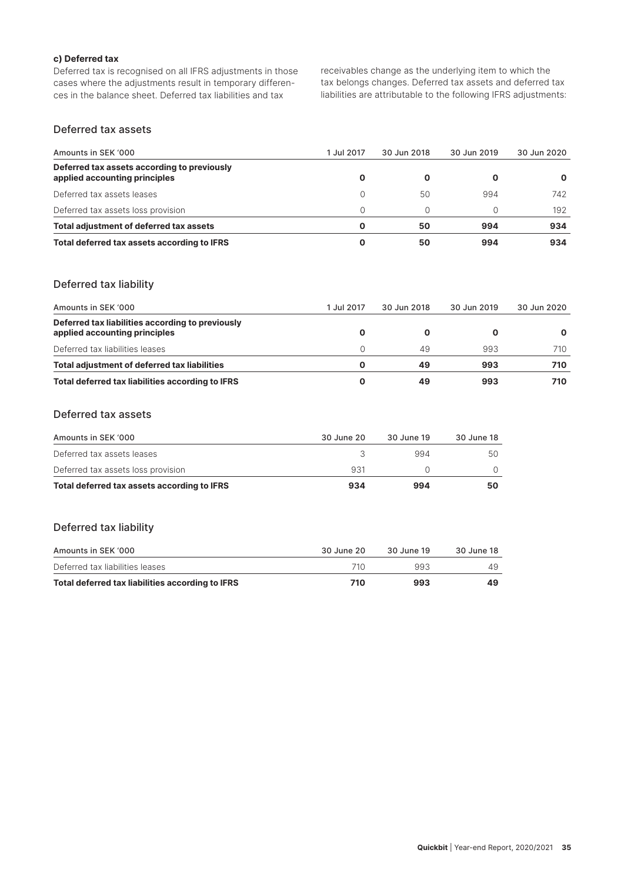**c) Deferred tax**

Deferred tax is recognised on all IFRS adjustments in those cases where the adjustments result in temporary differences in the balance sheet. Deferred tax liabilities and tax receivables change as the underlying item to which the tax belongs changes. Deferred tax assets and deferred tax liabilities are attributable to the following IFRS adjustments:

## Deferred tax assets

| Amounts in SEK '000 | 1 Jul 2017 | 30 Jun 2018 | 30 Jun 2019 | 30 Jun 2020 |
|---|---|---|---|---|
| **Deferred tax assets according to previously applied accounting principles** | **0** | **0** | **0** | **0** |
| Deferred tax assets leases | 0 | 50 | 994 | 742 |
| Deferred tax assets loss provision | 0 | 0 | 0 | 192 |
| **Total adjustment of deferred tax assets** | **0** | **50** | **994** | **934** |
| **Total deferred tax assets according to IFRS** | **0** | **50** | **994** | **934** |

## Deferred tax liability

| Amounts in SEK '000 | 1 Jul 2017 | 30 Jun 2018 | 30 Jun 2019 | 30 Jun 2020 |
|---|---|---|---|---|
| **Deferred tax liabilities according to previously applied accounting principles** | **0** | **0** | **0** | **0** |
| Deferred tax liabilities leases | 0 | 49 | 993 | 710 |
| **Total adjustment of deferred tax liabilities** | **0** | **49** | **993** | **710** |
| **Total deferred tax liabilities according to IFRS** | **0** | **49** | **993** | **710** |

## Deferred tax assets

| Amounts in SEK '000 | 30 June 20 | 30 June 19 | 30 June 18 |
|---|---|---|---|
| Deferred tax assets leases | 3 | 994 | 50 |
| Deferred tax assets loss provision | 931 | 0 | 0 |
| **Total deferred tax assets according to IFRS** | **934** | **994** | **50** |

## Deferred tax liability

| Amounts in SEK '000 | 30 June 20 | 30 June 19 | 30 June 18 |
|---|---|---|---|
| Deferred tax liabilities leases | 710 | 993 | 49 |
| **Total deferred tax liabilities according to IFRS** | **710** | **993** | **49** |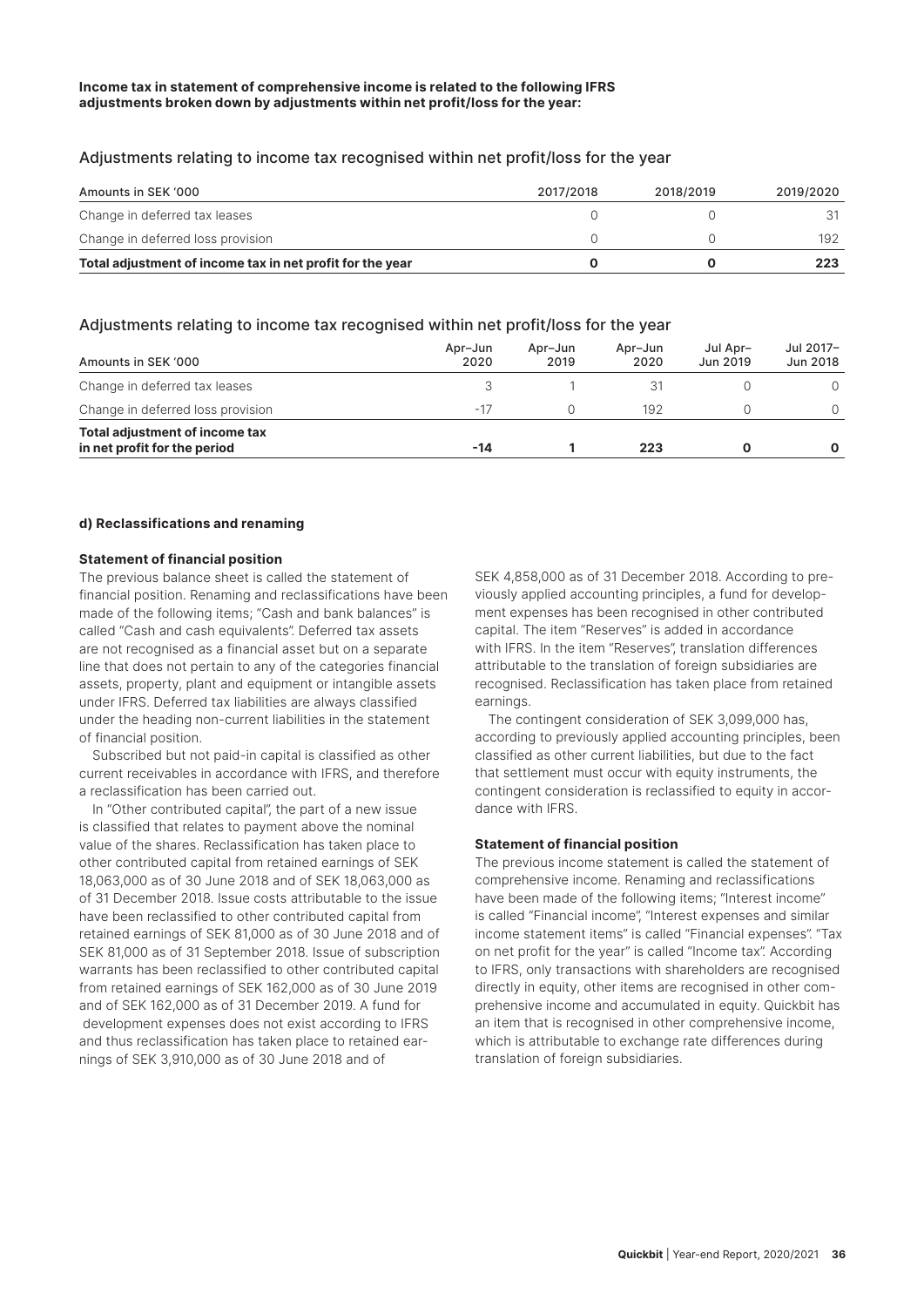**Income tax in statement of comprehensive income is related to the following IFRS adjustments broken down by adjustments within net profit/loss for the year:**

## Adjustments relating to income tax recognised within net profit/loss for the year

| Amounts in SEK '000 | 2017/2018 | 2018/2019 | 2019/2020 |
|---|---|---|---|
| Change in deferred tax leases | 0 | 0 | 31 |
| Change in deferred loss provision | 0 | 0 | 192 |
| **Total adjustment of income tax in net profit for the year** | **0** | **0** | **223** |

## Adjustments relating to income tax recognised within net profit/loss for the year

| Amounts in SEK '000 | Apr–Jun 2020 | Apr–Jun 2019 | Apr–Jun 2020 | Jul Apr–Jun 2019 | Jul 2017–Jun 2018 |
|---|---|---|---|---|---|
| Change in deferred tax leases | 3 | 1 | 31 | 0 | 0 |
| Change in deferred loss provision | -17 | 0 | 192 | 0 | 0 |
| **Total adjustment of income tax in net profit for the period** | **-14** | **1** | **223** | **0** | **0** |

#### d) Reclassifications and renaming

**Statement of financial position**

The previous balance sheet is called the statement of financial position. Renaming and reclassifications have been made of the following items; "Cash and bank balances" is called "Cash and cash equivalents". Deferred tax assets are not recognised as a financial asset but on a separate line that does not pertain to any of the categories financial assets, property, plant and equipment or intangible assets under IFRS. Deferred tax liabilities are always classified under the heading non-current liabilities in the statement of financial position.

Subscribed but not paid-in capital is classified as other current receivables in accordance with IFRS, and therefore a reclassification has been carried out.

In "Other contributed capital", the part of a new issue is classified that relates to payment above the nominal value of the shares. Reclassification has taken place to other contributed capital from retained earnings of SEK 18,063,000 as of 30 June 2018 and of SEK 18,063,000 as of 31 December 2018. Issue costs attributable to the issue have been reclassified to other contributed capital from retained earnings of SEK 81,000 as of 30 June 2018 and of SEK 81,000 as of 31 September 2018. Issue of subscription warrants has been reclassified to other contributed capital from retained earnings of SEK 162,000 as of 30 June 2019 and of SEK 162,000 as of 31 December 2019. A fund for development expenses does not exist according to IFRS and thus reclassification has taken place to retained earnings of SEK 3,910,000 as of 30 June 2018 and of SEK 4,858,000 as of 31 December 2018. According to previously applied accounting principles, a fund for development expenses has been recognised in other contributed capital. The item "Reserves" is added in accordance with IFRS. In the item "Reserves", translation differences attributable to the translation of foreign subsidiaries are recognised. Reclassification has taken place from retained earnings.

The contingent consideration of SEK 3,099,000 has, according to previously applied accounting principles, been classified as other current liabilities, but due to the fact that settlement must occur with equity instruments, the contingent consideration is reclassified to equity in accordance with IFRS.

**Statement of financial position**

The previous income statement is called the statement of comprehensive income. Renaming and reclassifications have been made of the following items; "Interest income" is called "Financial income", "Interest expenses and similar income statement items" is called "Financial expenses". "Tax on net profit for the year" is called "Income tax". According to IFRS, only transactions with shareholders are recognised directly in equity, other items are recognised in other comprehensive income and accumulated in equity. Quickbit has an item that is recognised in other comprehensive income, which is attributable to exchange rate differences during translation of foreign subsidiaries.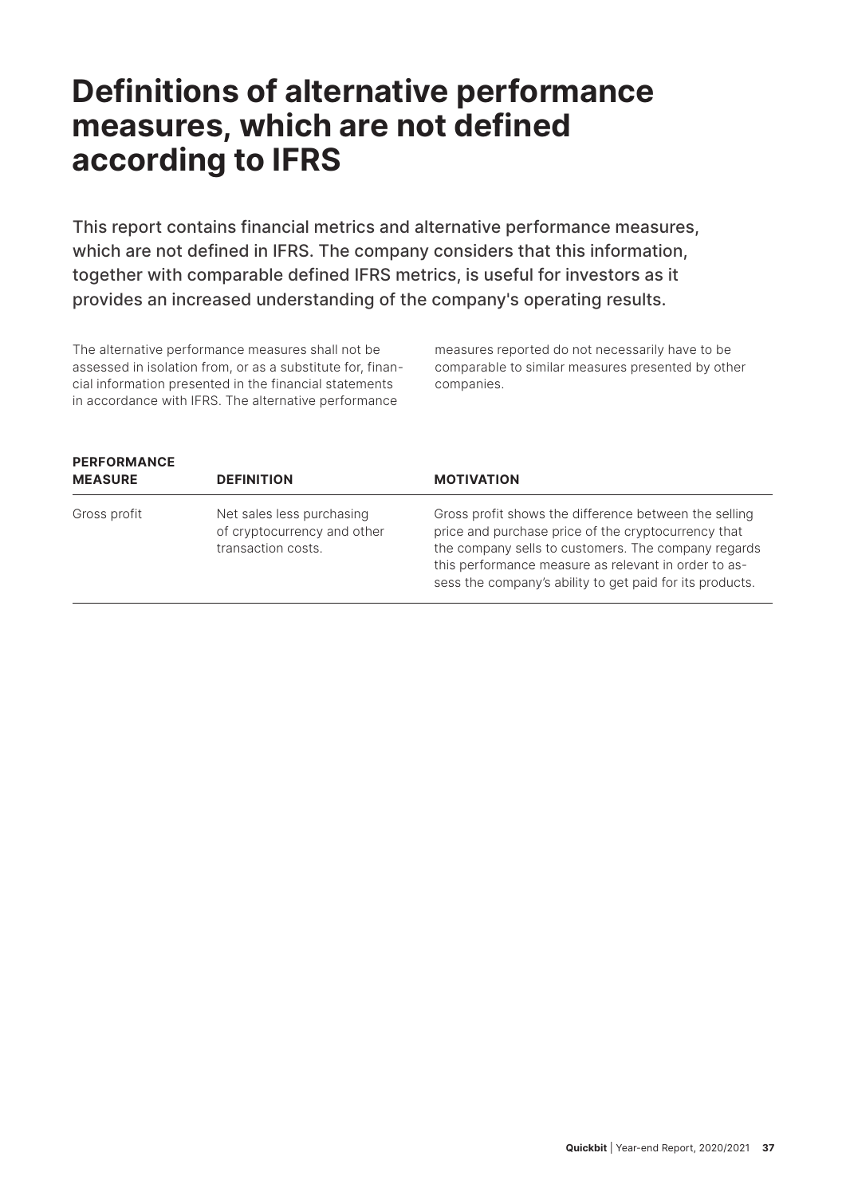# Definitions of alternative performance measures, which are not defined according to IFRS

This report contains financial metrics and alternative performance measures, which are not defined in IFRS. The company considers that this information, together with comparable defined IFRS metrics, is useful for investors as it provides an increased understanding of the company's operating results.

The alternative performance measures shall not be assessed in isolation from, or as a substitute for, financial information presented in the financial statements in accordance with IFRS. The alternative performance measures reported do not necessarily have to be comparable to similar measures presented by other companies.

| PERFORMANCE MEASURE | DEFINITION | MOTIVATION |
|---|---|---|
| Gross profit | Net sales less purchasing of cryptocurrency and other transaction costs. | Gross profit shows the difference between the selling price and purchase price of the cryptocurrency that the company sells to customers. The company regards this performance measure as relevant in order to assess the company's ability to get paid for its products. |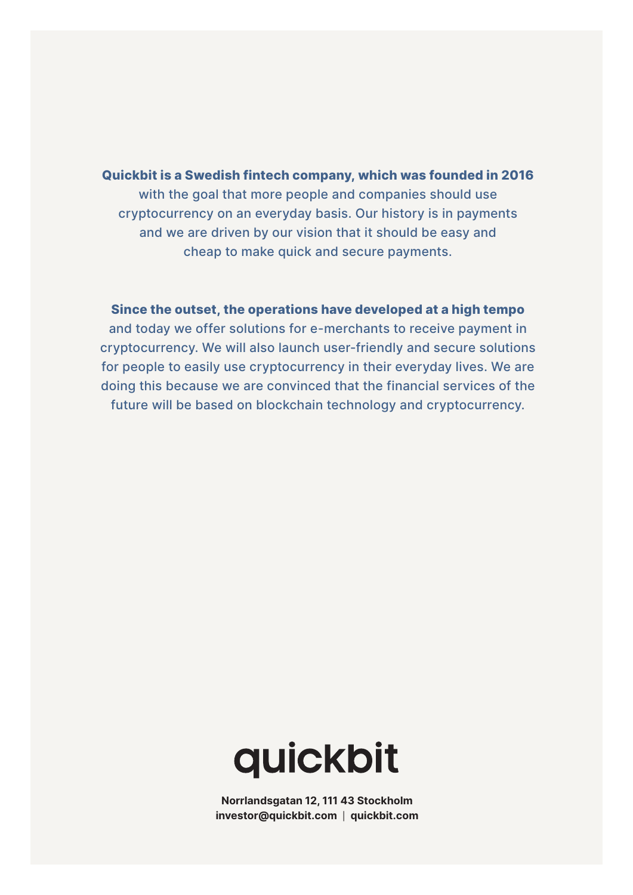**Quickbit is a Swedish fintech company, which was founded in 2016** with the goal that more people and companies should use cryptocurrency on an everyday basis. Our history is in payments and we are driven by our vision that it should be easy and cheap to make quick and secure payments.

**Since the outset, the operations have developed at a high tempo** and today we offer solutions for e-merchants to receive payment in cryptocurrency. We will also launch user-friendly and secure solutions for people to easily use cryptocurrency in their everyday lives. We are doing this because we are convinced that the financial services of the future will be based on blockchain technology and cryptocurrency.

quickbit

**Norrlandsgatan 12, 111 43 Stockholm**
**investor@quickbit.com | quickbit.com**